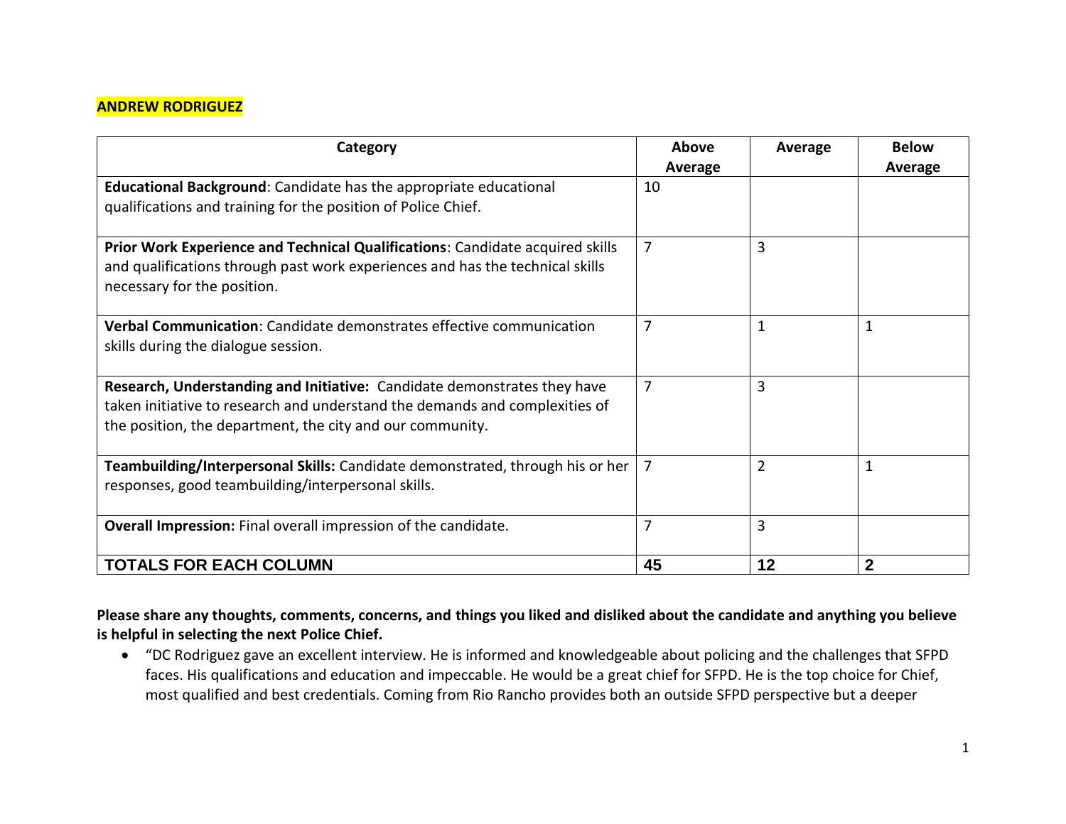**ANDREW RODRIGUEZ**

| Category | Above Average | Average | Below Average |
|---|---|---|---|
| **Educational Background**: Candidate has the appropriate educational qualifications and training for the position of Police Chief. | 10 | | |
| **Prior Work Experience and Technical Qualifications**: Candidate acquired skills and qualifications through past work experiences and has the technical skills necessary for the position. | 7 | 3 | |
| **Verbal Communication**: Candidate demonstrates effective communication skills during the dialogue session. | 7 | 1 | 1 |
| **Research, Understanding and Initiative:** Candidate demonstrates they have taken initiative to research and understand the demands and complexities of the position, the department, the city and our community. | 7 | 3 | |
| **Teambuilding/Interpersonal Skills:** Candidate demonstrated, through his or her responses, good teambuilding/interpersonal skills. | 7 | 2 | 1 |
| **Overall Impression:** Final overall impression of the candidate. | 7 | 3 | |
| **TOTALS FOR EACH COLUMN** | **45** | **12** | **2** |

**Please share any thoughts, comments, concerns, and things you liked and disliked about the candidate and anything you believe is helpful in selecting the next Police Chief.**

- "DC Rodriguez gave an excellent interview. He is informed and knowledgeable about policing and the challenges that SFPD faces. His qualifications and education and impeccable. He would be a great chief for SFPD. He is the top choice for Chief, most qualified and best credentials. Coming from Rio Rancho provides both an outside SFPD perspective but a deeper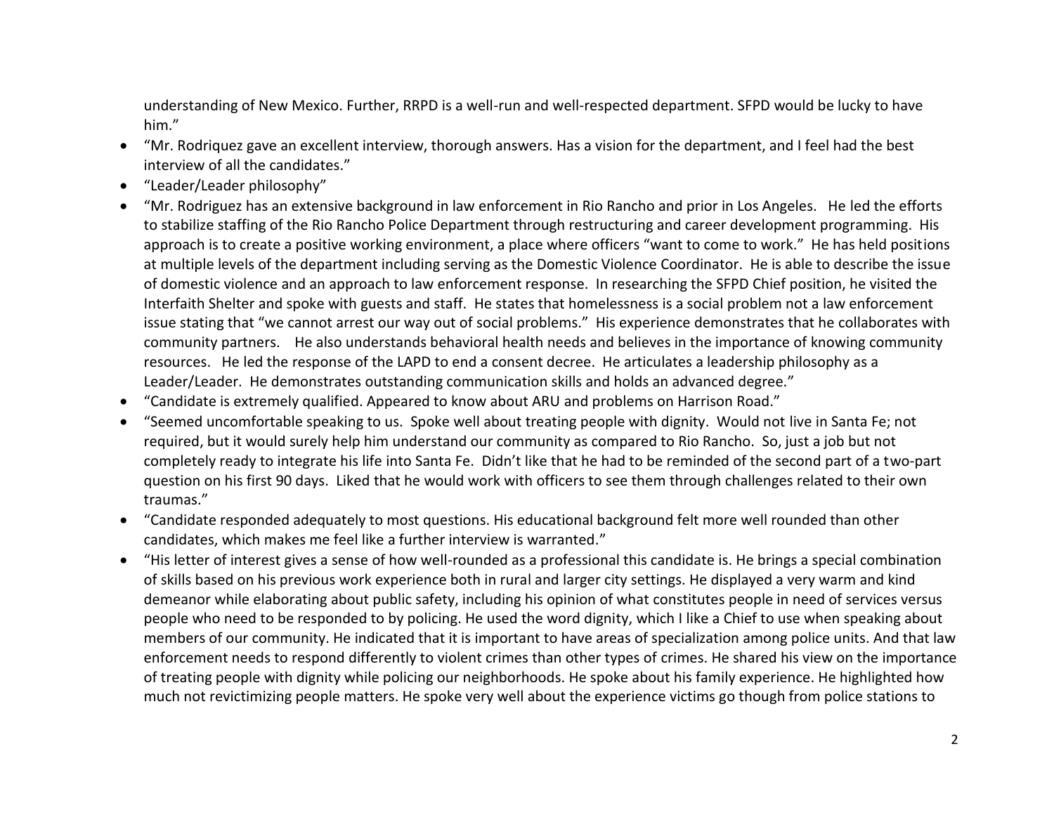understanding of New Mexico. Further, RRPD is a well-run and well-respected department. SFPD would be lucky to have him."

- "Mr. Rodriquez gave an excellent interview, thorough answers. Has a vision for the department, and I feel had the best interview of all the candidates."
- "Leader/Leader philosophy"
- "Mr. Rodriguez has an extensive background in law enforcement in Rio Rancho and prior in Los Angeles. He led the efforts to stabilize staffing of the Rio Rancho Police Department through restructuring and career development programming. His approach is to create a positive working environment, a place where officers "want to come to work." He has held positions at multiple levels of the department including serving as the Domestic Violence Coordinator. He is able to describe the issue of domestic violence and an approach to law enforcement response. In researching the SFPD Chief position, he visited the Interfaith Shelter and spoke with guests and staff. He states that homelessness is a social problem not a law enforcement issue stating that "we cannot arrest our way out of social problems." His experience demonstrates that he collaborates with community partners. He also understands behavioral health needs and believes in the importance of knowing community resources. He led the response of the LAPD to end a consent decree. He articulates a leadership philosophy as a Leader/Leader. He demonstrates outstanding communication skills and holds an advanced degree."
- "Candidate is extremely qualified. Appeared to know about ARU and problems on Harrison Road."
- "Seemed uncomfortable speaking to us. Spoke well about treating people with dignity. Would not live in Santa Fe; not required, but it would surely help him understand our community as compared to Rio Rancho. So, just a job but not completely ready to integrate his life into Santa Fe. Didn't like that he had to be reminded of the second part of a two-part question on his first 90 days. Liked that he would work with officers to see them through challenges related to their own traumas."
- "Candidate responded adequately to most questions. His educational background felt more well rounded than other candidates, which makes me feel like a further interview is warranted."
- "His letter of interest gives a sense of how well-rounded as a professional this candidate is. He brings a special combination of skills based on his previous work experience both in rural and larger city settings. He displayed a very warm and kind demeanor while elaborating about public safety, including his opinion of what constitutes people in need of services versus people who need to be responded to by policing. He used the word dignity, which I like a Chief to use when speaking about members of our community. He indicated that it is important to have areas of specialization among police units. And that law enforcement needs to respond differently to violent crimes than other types of crimes. He shared his view on the importance of treating people with dignity while policing our neighborhoods. He spoke about his family experience. He highlighted how much not revictimizing people matters. He spoke very well about the experience victims go though from police stations to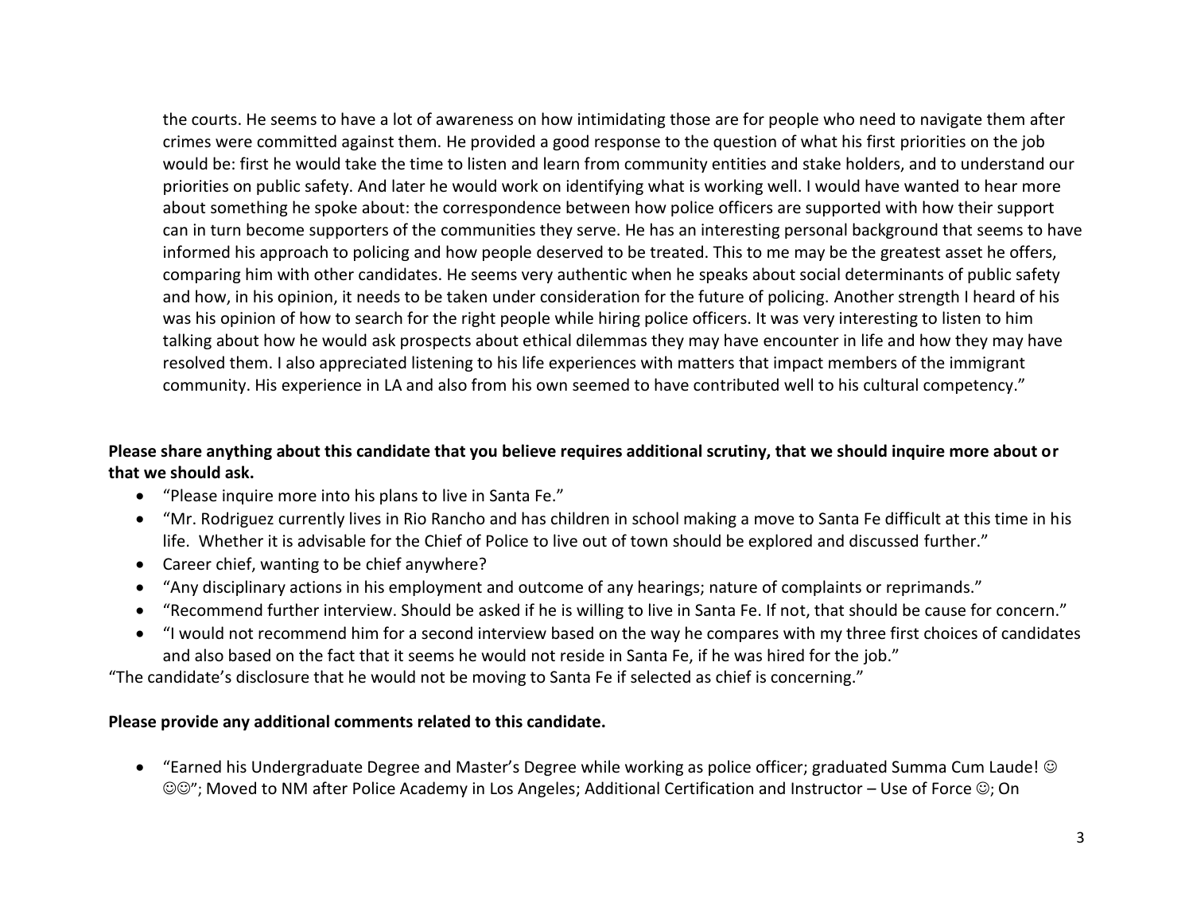the courts. He seems to have a lot of awareness on how intimidating those are for people who need to navigate them after crimes were committed against them. He provided a good response to the question of what his first priorities on the job would be: first he would take the time to listen and learn from community entities and stake holders, and to understand our priorities on public safety. And later he would work on identifying what is working well. I would have wanted to hear more about something he spoke about: the correspondence between how police officers are supported with how their support can in turn become supporters of the communities they serve. He has an interesting personal background that seems to have informed his approach to policing and how people deserved to be treated. This to me may be the greatest asset he offers, comparing him with other candidates. He seems very authentic when he speaks about social determinants of public safety and how, in his opinion, it needs to be taken under consideration for the future of policing. Another strength I heard of his was his opinion of how to search for the right people while hiring police officers. It was very interesting to listen to him talking about how he would ask prospects about ethical dilemmas they may have encounter in life and how they may have resolved them. I also appreciated listening to his life experiences with matters that impact members of the immigrant community. His experience in LA and also from his own seemed to have contributed well to his cultural competency."

**Please share anything about this candidate that you believe requires additional scrutiny, that we should inquire more about or that we should ask.**

- "Please inquire more into his plans to live in Santa Fe."
- "Mr. Rodriguez currently lives in Rio Rancho and has children in school making a move to Santa Fe difficult at this time in his life. Whether it is advisable for the Chief of Police to live out of town should be explored and discussed further."
- Career chief, wanting to be chief anywhere?
- "Any disciplinary actions in his employment and outcome of any hearings; nature of complaints or reprimands."
- "Recommend further interview. Should be asked if he is willing to live in Santa Fe. If not, that should be cause for concern."
- "I would not recommend him for a second interview based on the way he compares with my three first choices of candidates and also based on the fact that it seems he would not reside in Santa Fe, if he was hired for the job."

"The candidate's disclosure that he would not be moving to Santa Fe if selected as chief is concerning."

**Please provide any additional comments related to this candidate.**

- "Earned his Undergraduate Degree and Master's Degree while working as police officer; graduated Summa Cum Laude! ☺ ☺☺"; Moved to NM after Police Academy in Los Angeles; Additional Certification and Instructor – Use of Force ☺; On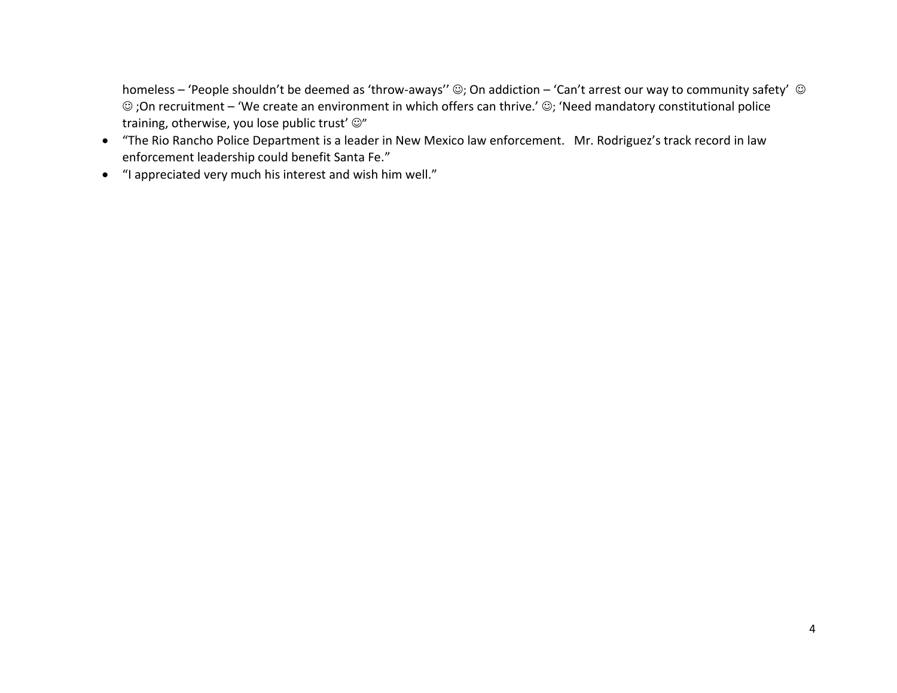homeless – 'People shouldn't be deemed as 'throw-aways'' ☺; On addiction – 'Can't arrest our way to community safety' ☺ ☺ ;On recruitment – 'We create an environment in which offers can thrive.' ☺; 'Need mandatory constitutional police training, otherwise, you lose public trust' ☺"

- "The Rio Rancho Police Department is a leader in New Mexico law enforcement. Mr. Rodriguez's track record in law enforcement leadership could benefit Santa Fe."
- "I appreciated very much his interest and wish him well."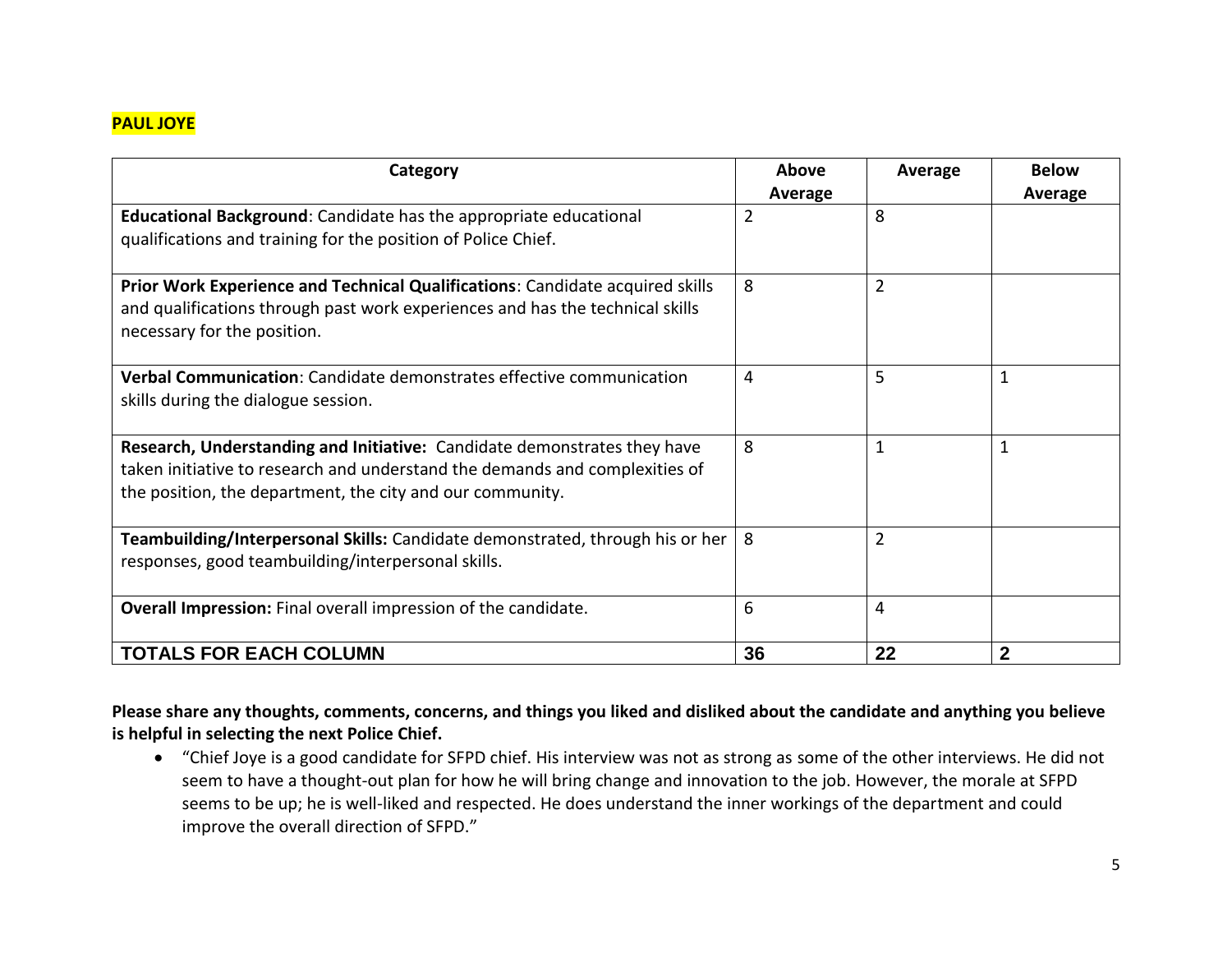**PAUL JOYE**

| Category | Above Average | Average | Below Average |
|---|---|---|---|
| **Educational Background**: Candidate has the appropriate educational qualifications and training for the position of Police Chief. | 2 | 8 | |
| **Prior Work Experience and Technical Qualifications**: Candidate acquired skills and qualifications through past work experiences and has the technical skills necessary for the position. | 8 | 2 | |
| **Verbal Communication**: Candidate demonstrates effective communication skills during the dialogue session. | 4 | 5 | 1 |
| **Research, Understanding and Initiative:** Candidate demonstrates they have taken initiative to research and understand the demands and complexities of the position, the department, the city and our community. | 8 | 1 | 1 |
| **Teambuilding/Interpersonal Skills:** Candidate demonstrated, through his or her responses, good teambuilding/interpersonal skills. | 8 | 2 | |
| **Overall Impression:** Final overall impression of the candidate. | 6 | 4 | |
| **TOTALS FOR EACH COLUMN** | **36** | **22** | **2** |

**Please share any thoughts, comments, concerns, and things you liked and disliked about the candidate and anything you believe is helpful in selecting the next Police Chief.**

- "Chief Joye is a good candidate for SFPD chief. His interview was not as strong as some of the other interviews. He did not seem to have a thought-out plan for how he will bring change and innovation to the job. However, the morale at SFPD seems to be up; he is well-liked and respected. He does understand the inner workings of the department and could improve the overall direction of SFPD."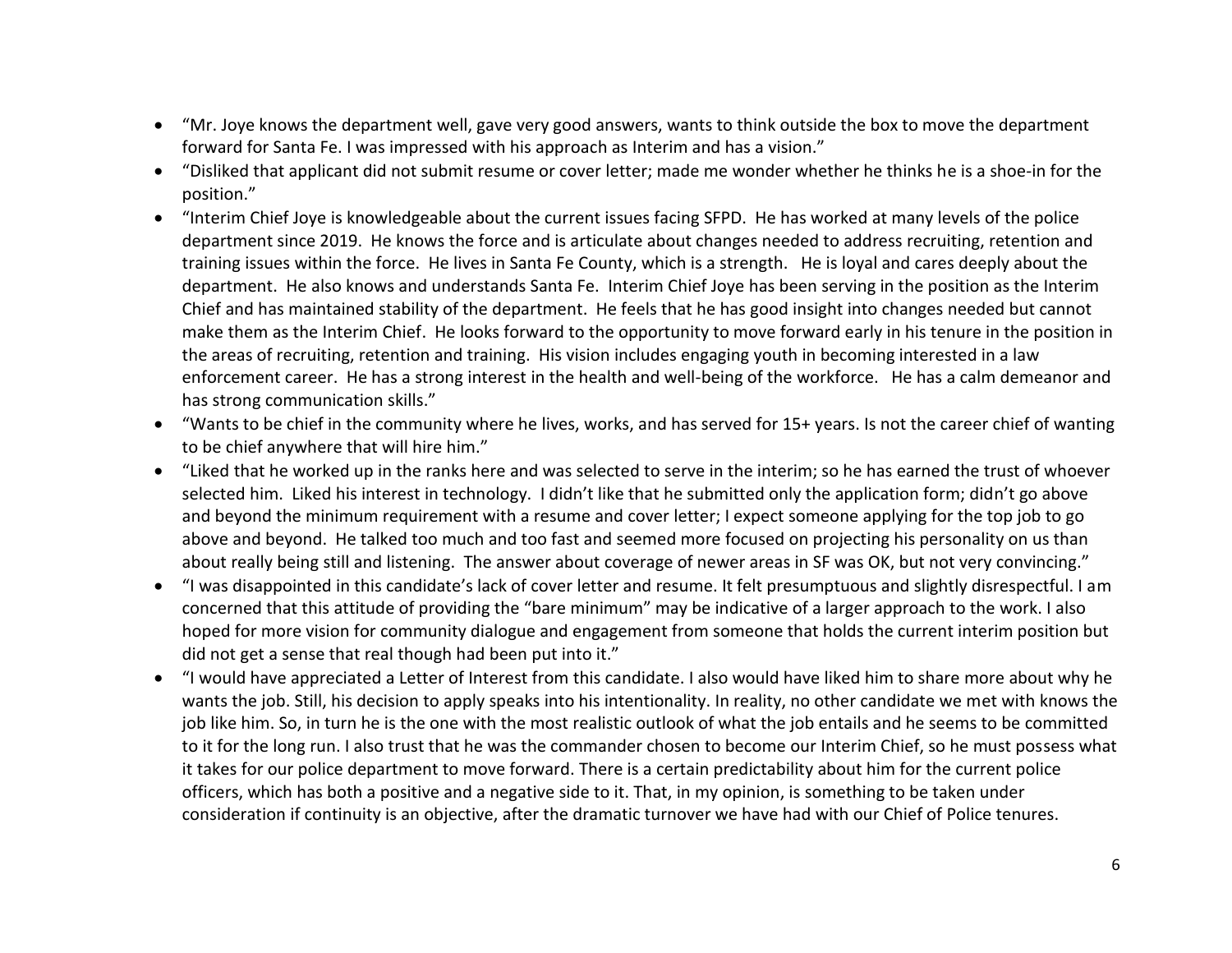- "Mr. Joye knows the department well, gave very good answers, wants to think outside the box to move the department forward for Santa Fe. I was impressed with his approach as Interim and has a vision."
- "Disliked that applicant did not submit resume or cover letter; made me wonder whether he thinks he is a shoe-in for the position."
- "Interim Chief Joye is knowledgeable about the current issues facing SFPD. He has worked at many levels of the police department since 2019. He knows the force and is articulate about changes needed to address recruiting, retention and training issues within the force. He lives in Santa Fe County, which is a strength. He is loyal and cares deeply about the department. He also knows and understands Santa Fe. Interim Chief Joye has been serving in the position as the Interim Chief and has maintained stability of the department. He feels that he has good insight into changes needed but cannot make them as the Interim Chief. He looks forward to the opportunity to move forward early in his tenure in the position in the areas of recruiting, retention and training. His vision includes engaging youth in becoming interested in a law enforcement career. He has a strong interest in the health and well-being of the workforce. He has a calm demeanor and has strong communication skills."
- "Wants to be chief in the community where he lives, works, and has served for 15+ years. Is not the career chief of wanting to be chief anywhere that will hire him."
- "Liked that he worked up in the ranks here and was selected to serve in the interim; so he has earned the trust of whoever selected him. Liked his interest in technology. I didn't like that he submitted only the application form; didn't go above and beyond the minimum requirement with a resume and cover letter; I expect someone applying for the top job to go above and beyond. He talked too much and too fast and seemed more focused on projecting his personality on us than about really being still and listening. The answer about coverage of newer areas in SF was OK, but not very convincing."
- "I was disappointed in this candidate's lack of cover letter and resume. It felt presumptuous and slightly disrespectful. I am concerned that this attitude of providing the "bare minimum" may be indicative of a larger approach to the work. I also hoped for more vision for community dialogue and engagement from someone that holds the current interim position but did not get a sense that real though had been put into it."
- "I would have appreciated a Letter of Interest from this candidate. I also would have liked him to share more about why he wants the job. Still, his decision to apply speaks into his intentionality. In reality, no other candidate we met with knows the job like him. So, in turn he is the one with the most realistic outlook of what the job entails and he seems to be committed to it for the long run. I also trust that he was the commander chosen to become our Interim Chief, so he must possess what it takes for our police department to move forward. There is a certain predictability about him for the current police officers, which has both a positive and a negative side to it. That, in my opinion, is something to be taken under consideration if continuity is an objective, after the dramatic turnover we have had with our Chief of Police tenures.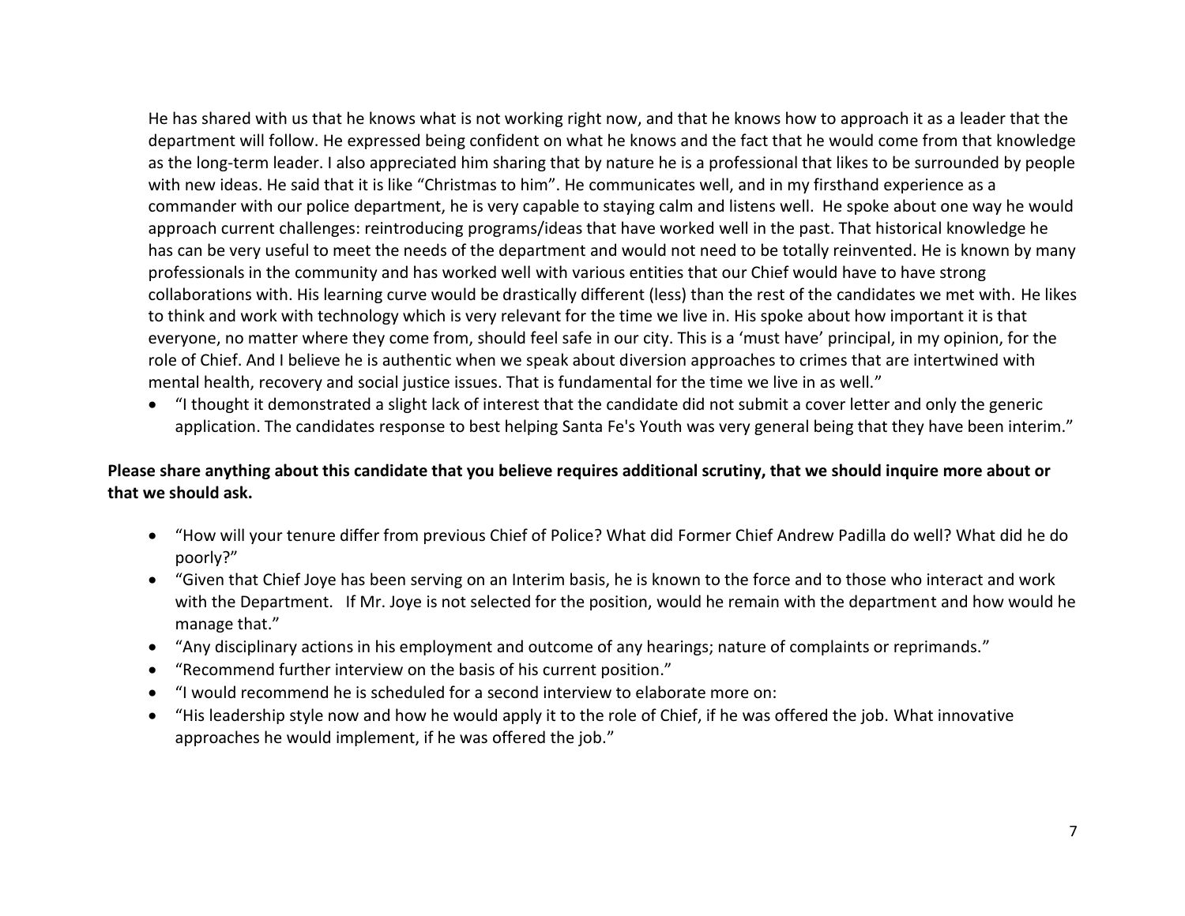He has shared with us that he knows what is not working right now, and that he knows how to approach it as a leader that the department will follow. He expressed being confident on what he knows and the fact that he would come from that knowledge as the long-term leader. I also appreciated him sharing that by nature he is a professional that likes to be surrounded by people with new ideas. He said that it is like "Christmas to him". He communicates well, and in my firsthand experience as a commander with our police department, he is very capable to staying calm and listens well. He spoke about one way he would approach current challenges: reintroducing programs/ideas that have worked well in the past. That historical knowledge he has can be very useful to meet the needs of the department and would not need to be totally reinvented. He is known by many professionals in the community and has worked well with various entities that our Chief would have to have strong collaborations with. His learning curve would be drastically different (less) than the rest of the candidates we met with. He likes to think and work with technology which is very relevant for the time we live in. His spoke about how important it is that everyone, no matter where they come from, should feel safe in our city. This is a 'must have' principal, in my opinion, for the role of Chief. And I believe he is authentic when we speak about diversion approaches to crimes that are intertwined with mental health, recovery and social justice issues. That is fundamental for the time we live in as well."

- "I thought it demonstrated a slight lack of interest that the candidate did not submit a cover letter and only the generic application. The candidates response to best helping Santa Fe's Youth was very general being that they have been interim."

**Please share anything about this candidate that you believe requires additional scrutiny, that we should inquire more about or that we should ask.**

- "How will your tenure differ from previous Chief of Police? What did Former Chief Andrew Padilla do well? What did he do poorly?"
- "Given that Chief Joye has been serving on an Interim basis, he is known to the force and to those who interact and work with the Department. If Mr. Joye is not selected for the position, would he remain with the department and how would he manage that."
- "Any disciplinary actions in his employment and outcome of any hearings; nature of complaints or reprimands."
- "Recommend further interview on the basis of his current position."
- "I would recommend he is scheduled for a second interview to elaborate more on:
- "His leadership style now and how he would apply it to the role of Chief, if he was offered the job. What innovative approaches he would implement, if he was offered the job."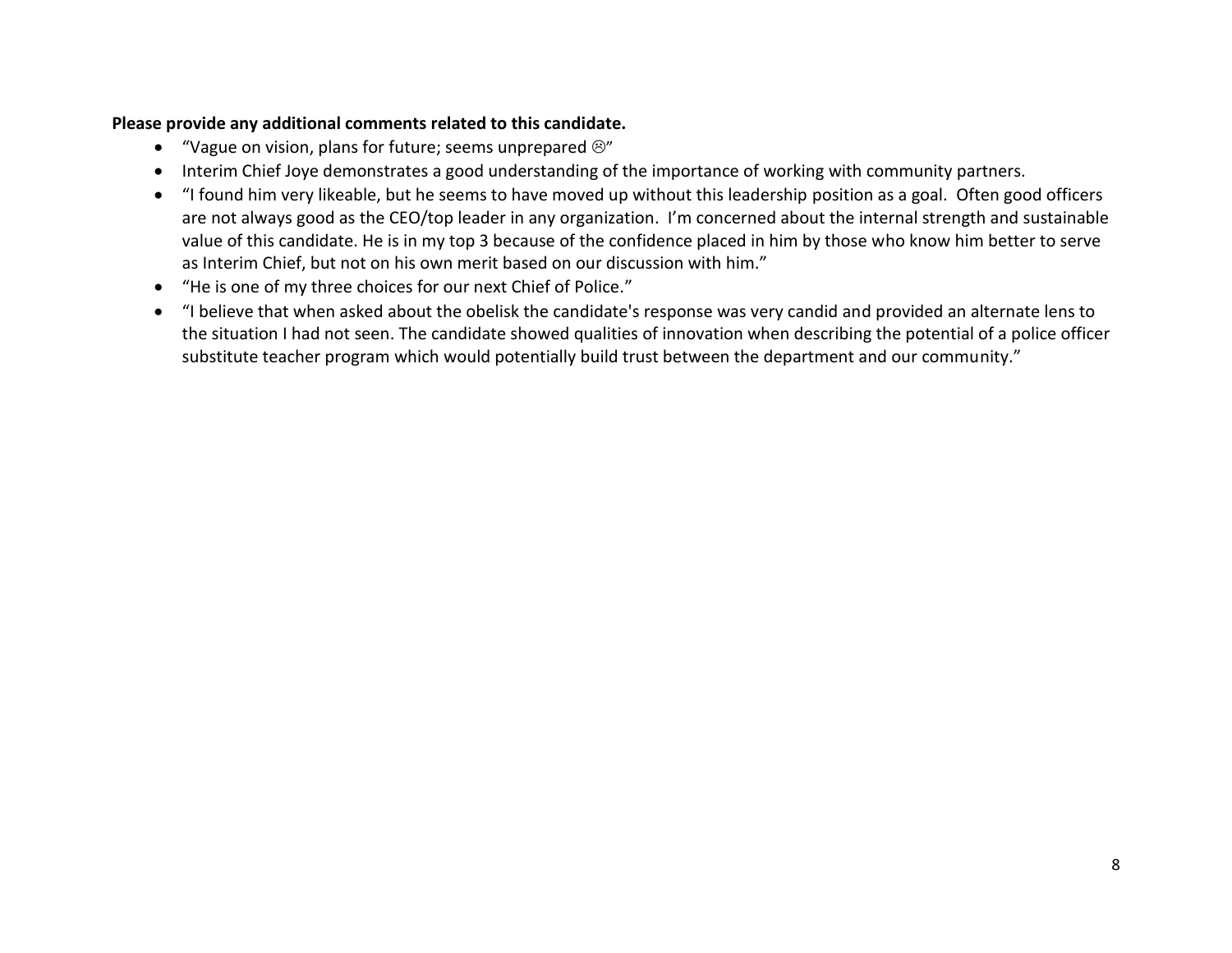**Please provide any additional comments related to this candidate.**

- "Vague on vision, plans for future; seems unprepared ☹"
- Interim Chief Joye demonstrates a good understanding of the importance of working with community partners.
- "I found him very likeable, but he seems to have moved up without this leadership position as a goal. Often good officers are not always good as the CEO/top leader in any organization. I'm concerned about the internal strength and sustainable value of this candidate. He is in my top 3 because of the confidence placed in him by those who know him better to serve as Interim Chief, but not on his own merit based on our discussion with him."
- "He is one of my three choices for our next Chief of Police."
- "I believe that when asked about the obelisk the candidate's response was very candid and provided an alternate lens to the situation I had not seen. The candidate showed qualities of innovation when describing the potential of a police officer substitute teacher program which would potentially build trust between the department and our community."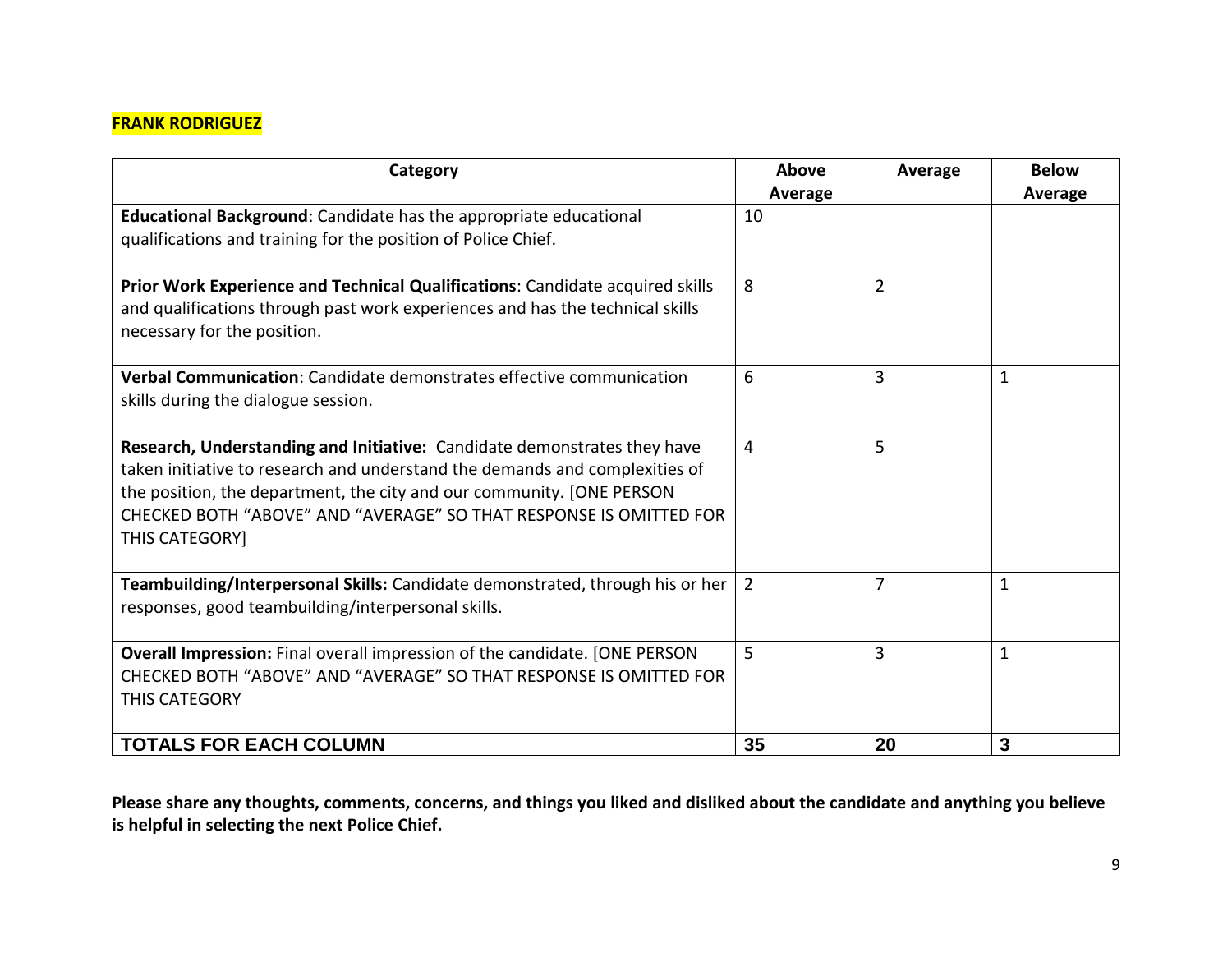**FRANK RODRIGUEZ**

| Category | Above Average | Average | Below Average |
|---|---|---|---|
| **Educational Background**: Candidate has the appropriate educational qualifications and training for the position of Police Chief. | 10 | | |
| **Prior Work Experience and Technical Qualifications**: Candidate acquired skills and qualifications through past work experiences and has the technical skills necessary for the position. | 8 | 2 | |
| **Verbal Communication**: Candidate demonstrates effective communication skills during the dialogue session. | 6 | 3 | 1 |
| **Research, Understanding and Initiative:** Candidate demonstrates they have taken initiative to research and understand the demands and complexities of the position, the department, the city and our community. [ONE PERSON CHECKED BOTH "ABOVE" AND "AVERAGE" SO THAT RESPONSE IS OMITTED FOR THIS CATEGORY] | 4 | 5 | |
| **Teambuilding/Interpersonal Skills:** Candidate demonstrated, through his or her responses, good teambuilding/interpersonal skills. | 2 | 7 | 1 |
| **Overall Impression:** Final overall impression of the candidate. [ONE PERSON CHECKED BOTH "ABOVE" AND "AVERAGE" SO THAT RESPONSE IS OMITTED FOR THIS CATEGORY | 5 | 3 | 1 |
| **TOTALS FOR EACH COLUMN** | **35** | **20** | **3** |

**Please share any thoughts, comments, concerns, and things you liked and disliked about the candidate and anything you believe is helpful in selecting the next Police Chief.**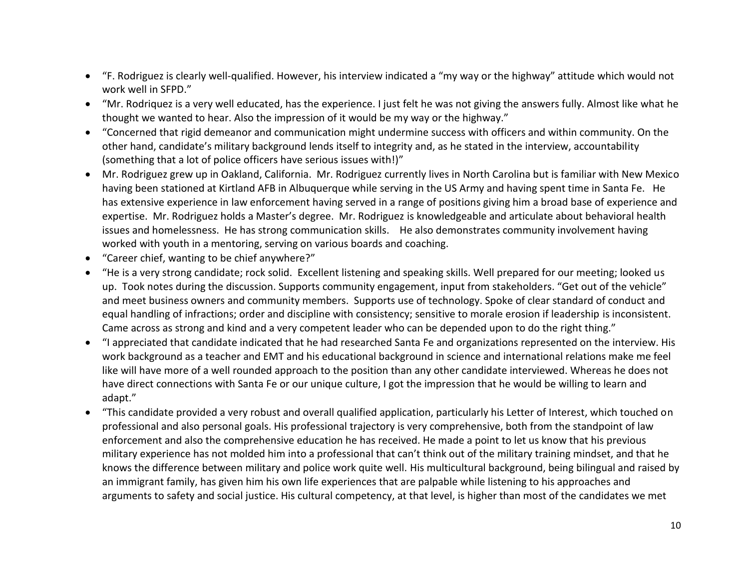- "F. Rodriguez is clearly well-qualified. However, his interview indicated a "my way or the highway" attitude which would not work well in SFPD."
- "Mr. Rodriquez is a very well educated, has the experience. I just felt he was not giving the answers fully. Almost like what he thought we wanted to hear. Also the impression of it would be my way or the highway."
- "Concerned that rigid demeanor and communication might undermine success with officers and within community. On the other hand, candidate's military background lends itself to integrity and, as he stated in the interview, accountability (something that a lot of police officers have serious issues with!)"
- Mr. Rodriguez grew up in Oakland, California. Mr. Rodriguez currently lives in North Carolina but is familiar with New Mexico having been stationed at Kirtland AFB in Albuquerque while serving in the US Army and having spent time in Santa Fe. He has extensive experience in law enforcement having served in a range of positions giving him a broad base of experience and expertise. Mr. Rodriguez holds a Master's degree. Mr. Rodriguez is knowledgeable and articulate about behavioral health issues and homelessness. He has strong communication skills. He also demonstrates community involvement having worked with youth in a mentoring, serving on various boards and coaching.
- "Career chief, wanting to be chief anywhere?"
- "He is a very strong candidate; rock solid. Excellent listening and speaking skills. Well prepared for our meeting; looked us up. Took notes during the discussion. Supports community engagement, input from stakeholders. "Get out of the vehicle" and meet business owners and community members. Supports use of technology. Spoke of clear standard of conduct and equal handling of infractions; order and discipline with consistency; sensitive to morale erosion if leadership is inconsistent. Came across as strong and kind and a very competent leader who can be depended upon to do the right thing."
- "I appreciated that candidate indicated that he had researched Santa Fe and organizations represented on the interview. His work background as a teacher and EMT and his educational background in science and international relations make me feel like will have more of a well rounded approach to the position than any other candidate interviewed. Whereas he does not have direct connections with Santa Fe or our unique culture, I got the impression that he would be willing to learn and adapt."
- "This candidate provided a very robust and overall qualified application, particularly his Letter of Interest, which touched on professional and also personal goals. His professional trajectory is very comprehensive, both from the standpoint of law enforcement and also the comprehensive education he has received. He made a point to let us know that his previous military experience has not molded him into a professional that can't think out of the military training mindset, and that he knows the difference between military and police work quite well. His multicultural background, being bilingual and raised by an immigrant family, has given him his own life experiences that are palpable while listening to his approaches and arguments to safety and social justice. His cultural competency, at that level, is higher than most of the candidates we met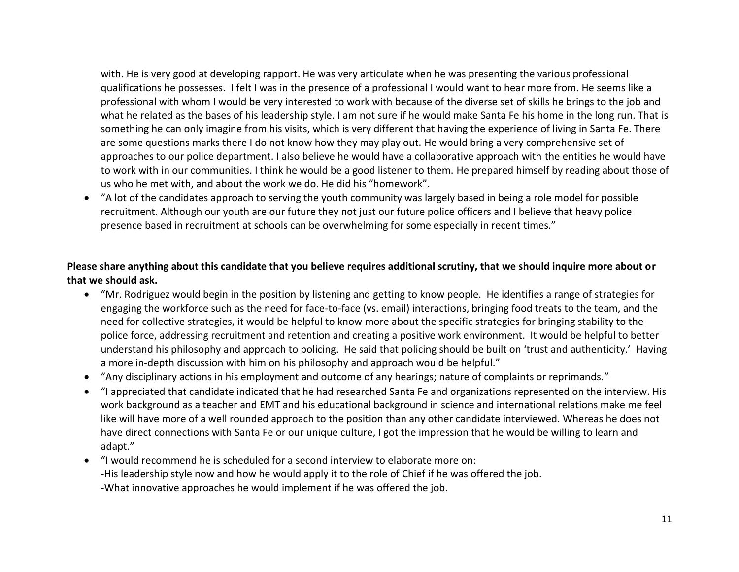with. He is very good at developing rapport. He was very articulate when he was presenting the various professional qualifications he possesses. I felt I was in the presence of a professional I would want to hear more from. He seems like a professional with whom I would be very interested to work with because of the diverse set of skills he brings to the job and what he related as the bases of his leadership style. I am not sure if he would make Santa Fe his home in the long run. That is something he can only imagine from his visits, which is very different that having the experience of living in Santa Fe. There are some questions marks there I do not know how they may play out. He would bring a very comprehensive set of approaches to our police department. I also believe he would have a collaborative approach with the entities he would have to work with in our communities. I think he would be a good listener to them. He prepared himself by reading about those of us who he met with, and about the work we do. He did his "homework".

- "A lot of the candidates approach to serving the youth community was largely based in being a role model for possible recruitment. Although our youth are our future they not just our future police officers and I believe that heavy police presence based in recruitment at schools can be overwhelming for some especially in recent times."

**Please share anything about this candidate that you believe requires additional scrutiny, that we should inquire more about or that we should ask.**

- "Mr. Rodriguez would begin in the position by listening and getting to know people. He identifies a range of strategies for engaging the workforce such as the need for face-to-face (vs. email) interactions, bringing food treats to the team, and the need for collective strategies, it would be helpful to know more about the specific strategies for bringing stability to the police force, addressing recruitment and retention and creating a positive work environment. It would be helpful to better understand his philosophy and approach to policing. He said that policing should be built on 'trust and authenticity.' Having a more in-depth discussion with him on his philosophy and approach would be helpful."
- "Any disciplinary actions in his employment and outcome of any hearings; nature of complaints or reprimands."
- "I appreciated that candidate indicated that he had researched Santa Fe and organizations represented on the interview. His work background as a teacher and EMT and his educational background in science and international relations make me feel like will have more of a well rounded approach to the position than any other candidate interviewed. Whereas he does not have direct connections with Santa Fe or our unique culture, I got the impression that he would be willing to learn and adapt."
- "I would recommend he is scheduled for a second interview to elaborate more on:
  -His leadership style now and how he would apply it to the role of Chief if he was offered the job.
  -What innovative approaches he would implement if he was offered the job.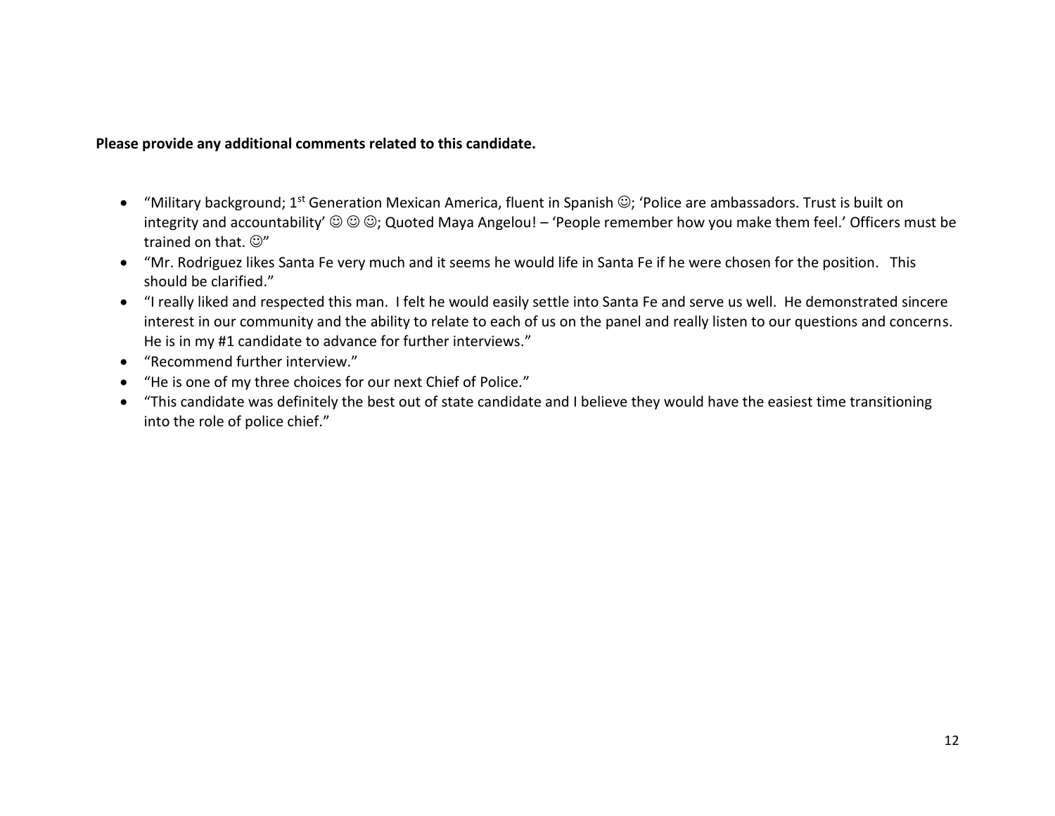**Please provide any additional comments related to this candidate.**

- “Military background; 1st Generation Mexican America, fluent in Spanish ☺; ‘Police are ambassadors. Trust is built on integrity and accountability’ ☺ ☺ ☺; Quoted Maya Angelou! – ‘People remember how you make them feel.’ Officers must be trained on that. ☺”
- “Mr. Rodriguez likes Santa Fe very much and it seems he would life in Santa Fe if he were chosen for the position.   This should be clarified.”
- “I really liked and respected this man.  I felt he would easily settle into Santa Fe and serve us well.  He demonstrated sincere interest in our community and the ability to relate to each of us on the panel and really listen to our questions and concerns.  He is in my #1 candidate to advance for further interviews.”
- “Recommend further interview.”
- “He is one of my three choices for our next Chief of Police.”
- “This candidate was definitely the best out of state candidate and I believe they would have the easiest time transitioning into the role of police chief.”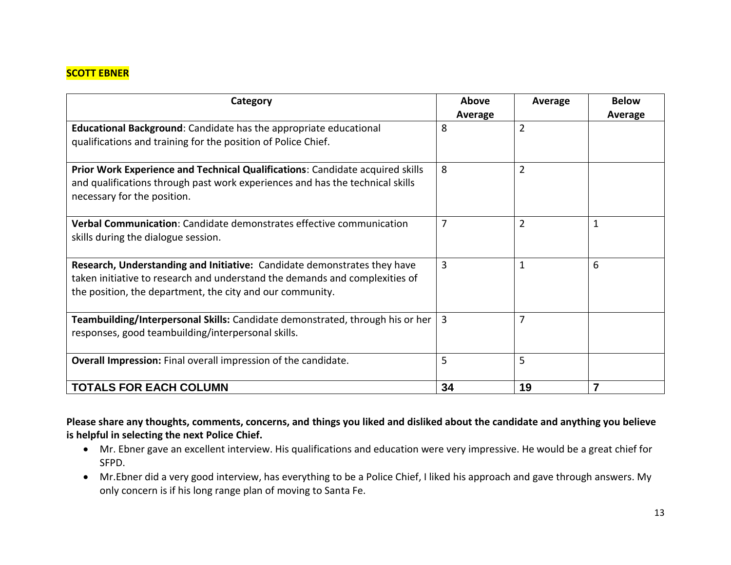**SCOTT EBNER**

| Category | Above Average | Average | Below Average |
|---|---|---|---|
| **Educational Background**: Candidate has the appropriate educational qualifications and training for the position of Police Chief. | 8 | 2 | |
| **Prior Work Experience and Technical Qualifications**: Candidate acquired skills and qualifications through past work experiences and has the technical skills necessary for the position. | 8 | 2 | |
| **Verbal Communication**: Candidate demonstrates effective communication skills during the dialogue session. | 7 | 2 | 1 |
| **Research, Understanding and Initiative:** Candidate demonstrates they have taken initiative to research and understand the demands and complexities of the position, the department, the city and our community. | 3 | 1 | 6 |
| **Teambuilding/Interpersonal Skills:** Candidate demonstrated, through his or her responses, good teambuilding/interpersonal skills. | 3 | 7 | |
| **Overall Impression:** Final overall impression of the candidate. | 5 | 5 | |
| **TOTALS FOR EACH COLUMN** | **34** | **19** | **7** |

**Please share any thoughts, comments, concerns, and things you liked and disliked about the candidate and anything you believe is helpful in selecting the next Police Chief.**

- Mr. Ebner gave an excellent interview. His qualifications and education were very impressive. He would be a great chief for SFPD.
- Mr.Ebner did a very good interview, has everything to be a Police Chief, I liked his approach and gave through answers. My only concern is if his long range plan of moving to Santa Fe.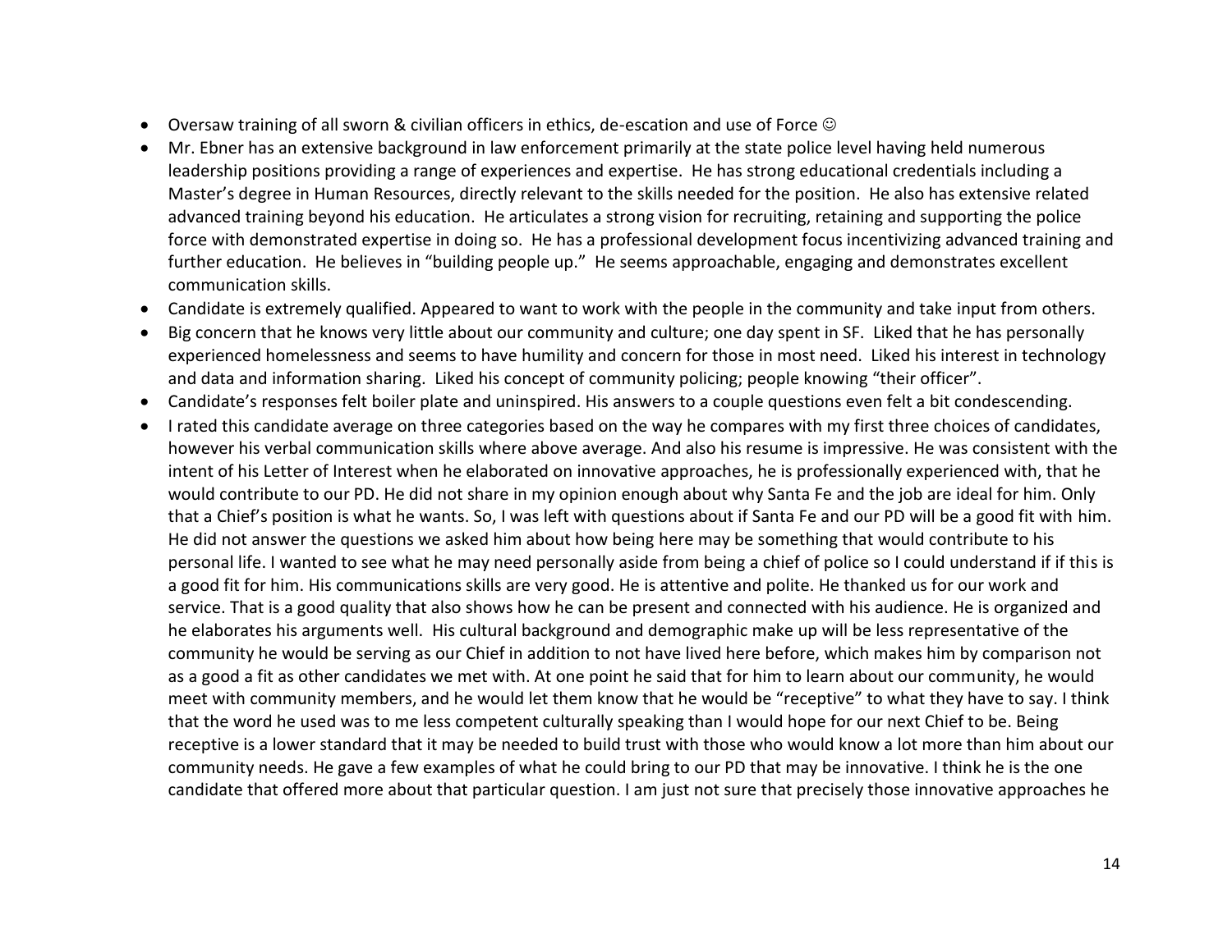- Oversaw training of all sworn & civilian officers in ethics, de-escation and use of Force ☺
- Mr. Ebner has an extensive background in law enforcement primarily at the state police level having held numerous leadership positions providing a range of experiences and expertise. He has strong educational credentials including a Master's degree in Human Resources, directly relevant to the skills needed for the position. He also has extensive related advanced training beyond his education. He articulates a strong vision for recruiting, retaining and supporting the police force with demonstrated expertise in doing so. He has a professional development focus incentivizing advanced training and further education. He believes in "building people up." He seems approachable, engaging and demonstrates excellent communication skills.
- Candidate is extremely qualified. Appeared to want to work with the people in the community and take input from others.
- Big concern that he knows very little about our community and culture; one day spent in SF. Liked that he has personally experienced homelessness and seems to have humility and concern for those in most need. Liked his interest in technology and data and information sharing. Liked his concept of community policing; people knowing "their officer".
- Candidate's responses felt boiler plate and uninspired. His answers to a couple questions even felt a bit condescending.
- I rated this candidate average on three categories based on the way he compares with my first three choices of candidates, however his verbal communication skills where above average. And also his resume is impressive. He was consistent with the intent of his Letter of Interest when he elaborated on innovative approaches, he is professionally experienced with, that he would contribute to our PD. He did not share in my opinion enough about why Santa Fe and the job are ideal for him. Only that a Chief's position is what he wants. So, I was left with questions about if Santa Fe and our PD will be a good fit with him. He did not answer the questions we asked him about how being here may be something that would contribute to his personal life. I wanted to see what he may need personally aside from being a chief of police so I could understand if if this is a good fit for him. His communications skills are very good. He is attentive and polite. He thanked us for our work and service. That is a good quality that also shows how he can be present and connected with his audience. He is organized and he elaborates his arguments well. His cultural background and demographic make up will be less representative of the community he would be serving as our Chief in addition to not have lived here before, which makes him by comparison not as a good a fit as other candidates we met with. At one point he said that for him to learn about our community, he would meet with community members, and he would let them know that he would be "receptive" to what they have to say. I think that the word he used was to me less competent culturally speaking than I would hope for our next Chief to be. Being receptive is a lower standard that it may be needed to build trust with those who would know a lot more than him about our community needs. He gave a few examples of what he could bring to our PD that may be innovative. I think he is the one candidate that offered more about that particular question. I am just not sure that precisely those innovative approaches he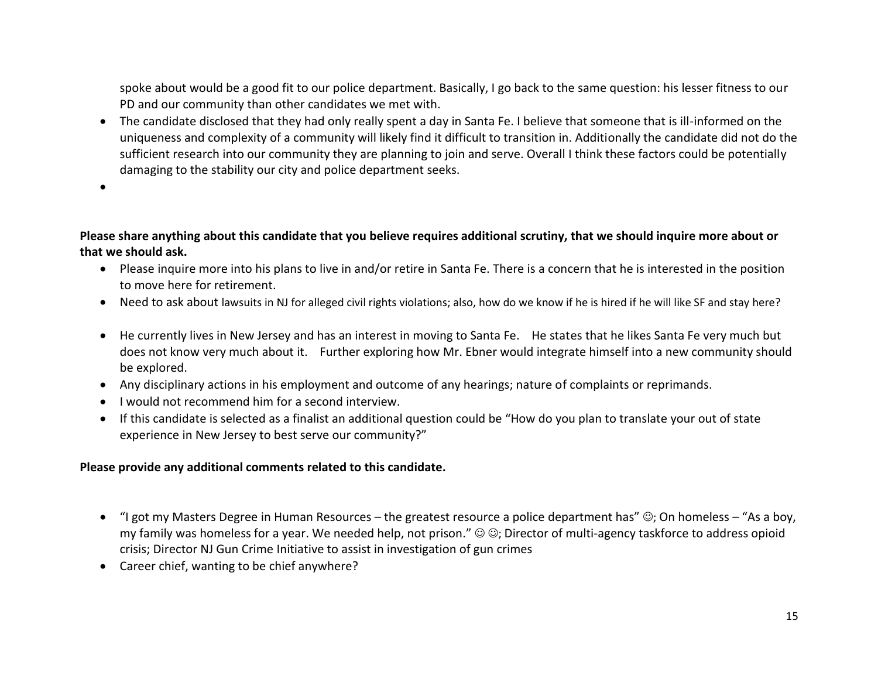spoke about would be a good fit to our police department. Basically, I go back to the same question: his lesser fitness to our PD and our community than other candidates we met with.

- The candidate disclosed that they had only really spent a day in Santa Fe. I believe that someone that is ill-informed on the uniqueness and complexity of a community will likely find it difficult to transition in. Additionally the candidate did not do the sufficient research into our community they are planning to join and serve. Overall I think these factors could be potentially damaging to the stability our city and police department seeks.
-

**Please share anything about this candidate that you believe requires additional scrutiny, that we should inquire more about or that we should ask.**

- Please inquire more into his plans to live in and/or retire in Santa Fe. There is a concern that he is interested in the position to move here for retirement.
- Need to ask about lawsuits in NJ for alleged civil rights violations; also, how do we know if he is hired if he will like SF and stay here?
- He currently lives in New Jersey and has an interest in moving to Santa Fe. He states that he likes Santa Fe very much but does not know very much about it. Further exploring how Mr. Ebner would integrate himself into a new community should be explored.
- Any disciplinary actions in his employment and outcome of any hearings; nature of complaints or reprimands.
- I would not recommend him for a second interview.
- If this candidate is selected as a finalist an additional question could be "How do you plan to translate your out of state experience in New Jersey to best serve our community?"

**Please provide any additional comments related to this candidate.**

- "I got my Masters Degree in Human Resources – the greatest resource a police department has" ☺; On homeless – "As a boy, my family was homeless for a year. We needed help, not prison." ☺ ☺; Director of multi-agency taskforce to address opioid crisis; Director NJ Gun Crime Initiative to assist in investigation of gun crimes
- Career chief, wanting to be chief anywhere?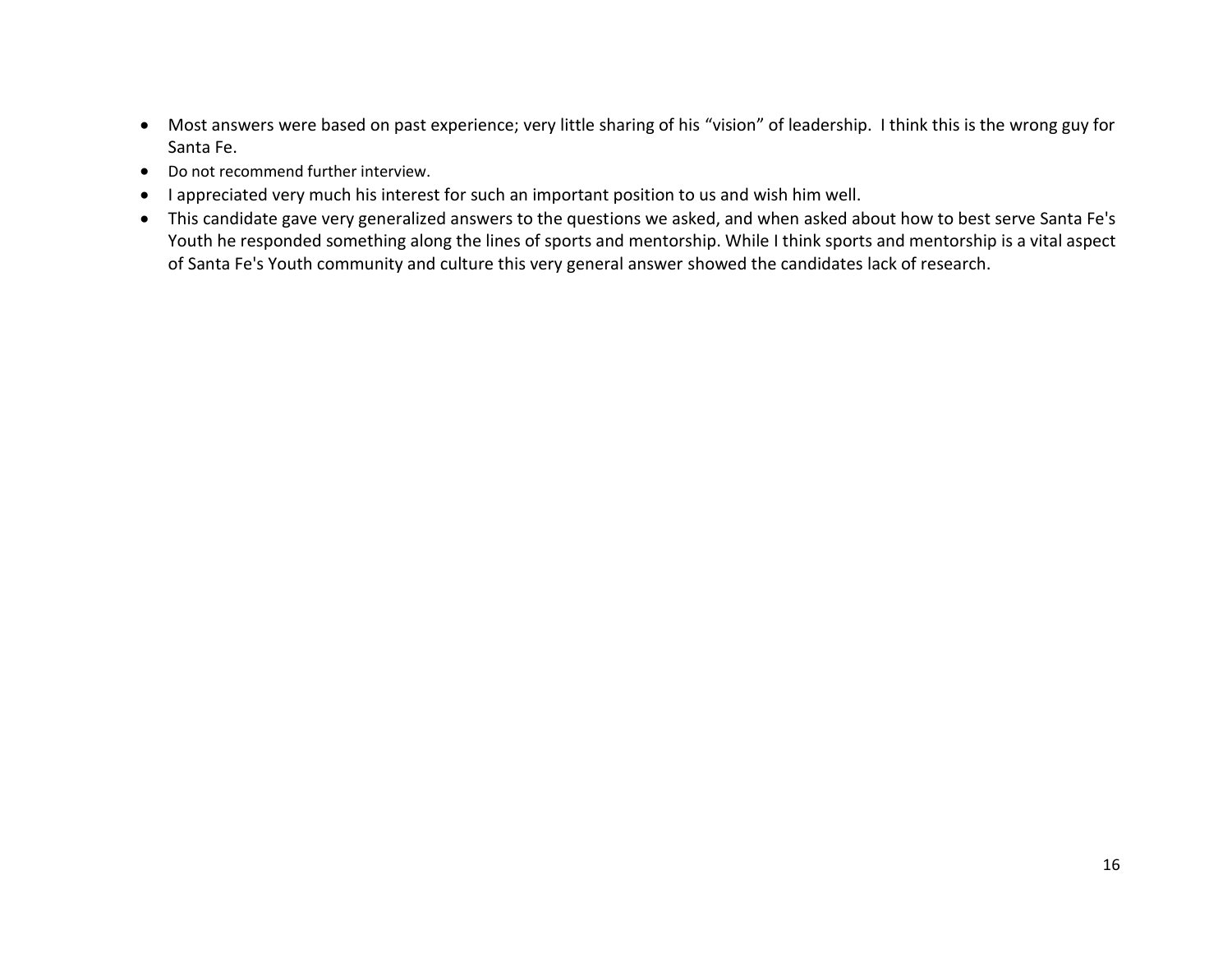- Most answers were based on past experience; very little sharing of his “vision” of leadership.  I think this is the wrong guy for Santa Fe.
- Do not recommend further interview.
- I appreciated very much his interest for such an important position to us and wish him well.
- This candidate gave very generalized answers to the questions we asked, and when asked about how to best serve Santa Fe's Youth he responded something along the lines of sports and mentorship. While I think sports and mentorship is a vital aspect of Santa Fe's Youth community and culture this very general answer showed the candidates lack of research.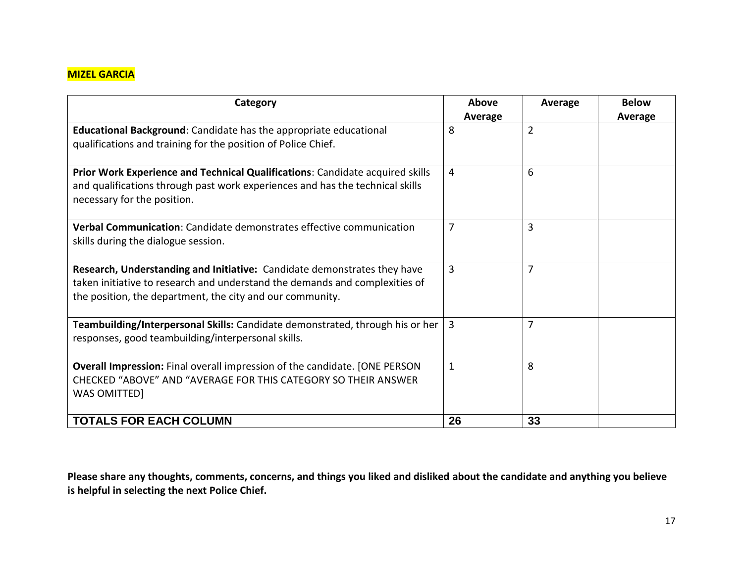**MIZEL GARCIA**

| Category | Above Average | Average | Below Average |
|---|---|---|---|
| **Educational Background**: Candidate has the appropriate educational qualifications and training for the position of Police Chief. | 8 | 2 | |
| **Prior Work Experience and Technical Qualifications**: Candidate acquired skills and qualifications through past work experiences and has the technical skills necessary for the position. | 4 | 6 | |
| **Verbal Communication**: Candidate demonstrates effective communication skills during the dialogue session. | 7 | 3 | |
| **Research, Understanding and Initiative:** Candidate demonstrates they have taken initiative to research and understand the demands and complexities of the position, the department, the city and our community. | 3 | 7 | |
| **Teambuilding/Interpersonal Skills:** Candidate demonstrated, through his or her responses, good teambuilding/interpersonal skills. | 3 | 7 | |
| **Overall Impression:** Final overall impression of the candidate. [ONE PERSON CHECKED "ABOVE" AND "AVERAGE FOR THIS CATEGORY SO THEIR ANSWER WAS OMITTED] | 1 | 8 | |
| **TOTALS FOR EACH COLUMN** | **26** | **33** | |

**Please share any thoughts, comments, concerns, and things you liked and disliked about the candidate and anything you believe is helpful in selecting the next Police Chief.**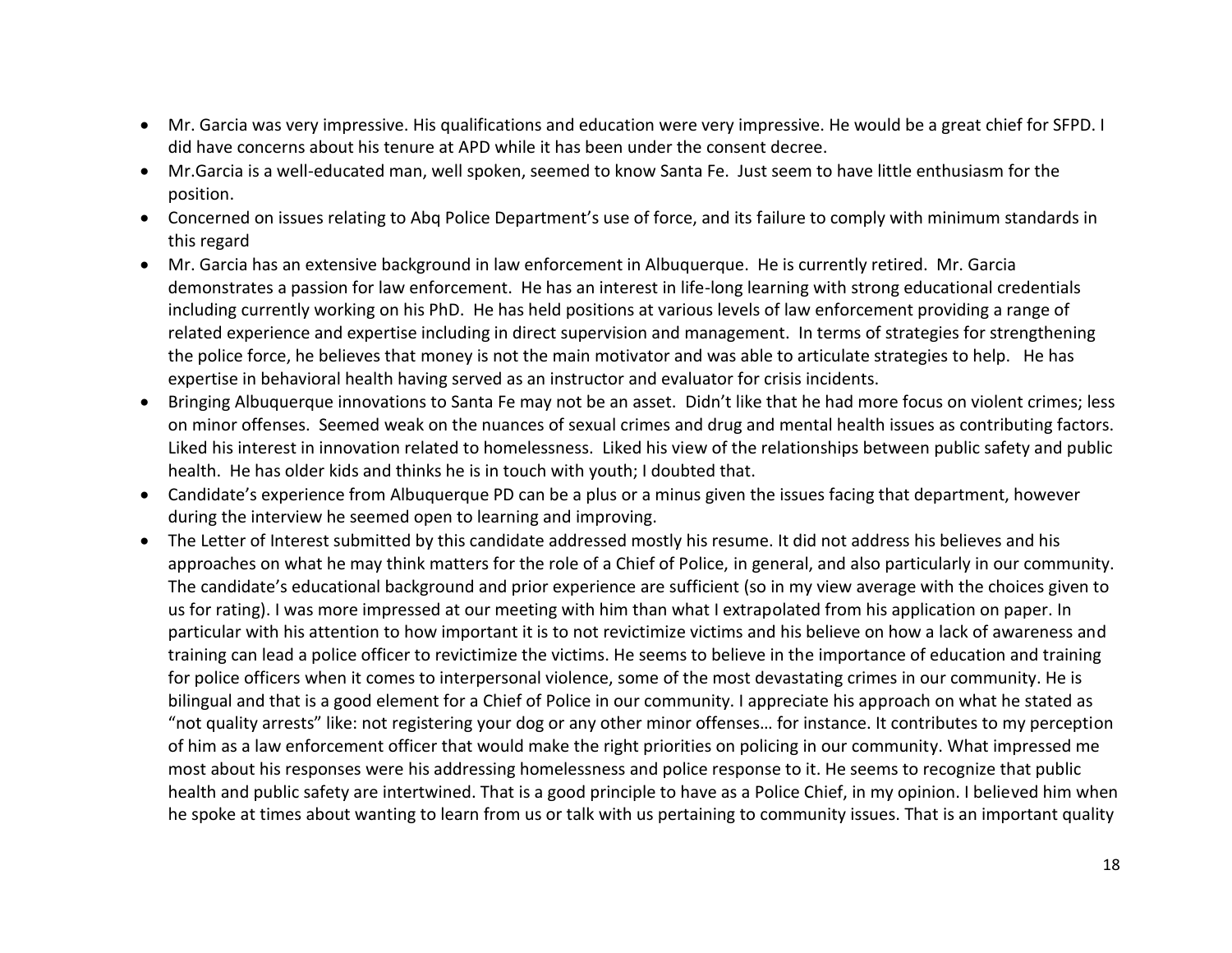- Mr. Garcia was very impressive. His qualifications and education were very impressive. He would be a great chief for SFPD. I did have concerns about his tenure at APD while it has been under the consent decree.
- Mr.Garcia is a well-educated man, well spoken, seemed to know Santa Fe. Just seem to have little enthusiasm for the position.
- Concerned on issues relating to Abq Police Department's use of force, and its failure to comply with minimum standards in this regard
- Mr. Garcia has an extensive background in law enforcement in Albuquerque. He is currently retired. Mr. Garcia demonstrates a passion for law enforcement. He has an interest in life-long learning with strong educational credentials including currently working on his PhD. He has held positions at various levels of law enforcement providing a range of related experience and expertise including in direct supervision and management. In terms of strategies for strengthening the police force, he believes that money is not the main motivator and was able to articulate strategies to help. He has expertise in behavioral health having served as an instructor and evaluator for crisis incidents.
- Bringing Albuquerque innovations to Santa Fe may not be an asset. Didn't like that he had more focus on violent crimes; less on minor offenses. Seemed weak on the nuances of sexual crimes and drug and mental health issues as contributing factors. Liked his interest in innovation related to homelessness. Liked his view of the relationships between public safety and public health. He has older kids and thinks he is in touch with youth; I doubted that.
- Candidate's experience from Albuquerque PD can be a plus or a minus given the issues facing that department, however during the interview he seemed open to learning and improving.
- The Letter of Interest submitted by this candidate addressed mostly his resume. It did not address his believes and his approaches on what he may think matters for the role of a Chief of Police, in general, and also particularly in our community. The candidate's educational background and prior experience are sufficient (so in my view average with the choices given to us for rating). I was more impressed at our meeting with him than what I extrapolated from his application on paper. In particular with his attention to how important it is to not revictimize victims and his believe on how a lack of awareness and training can lead a police officer to revictimize the victims. He seems to believe in the importance of education and training for police officers when it comes to interpersonal violence, some of the most devastating crimes in our community. He is bilingual and that is a good element for a Chief of Police in our community. I appreciate his approach on what he stated as "not quality arrests" like: not registering your dog or any other minor offenses… for instance. It contributes to my perception of him as a law enforcement officer that would make the right priorities on policing in our community. What impressed me most about his responses were his addressing homelessness and police response to it. He seems to recognize that public health and public safety are intertwined. That is a good principle to have as a Police Chief, in my opinion. I believed him when he spoke at times about wanting to learn from us or talk with us pertaining to community issues. That is an important quality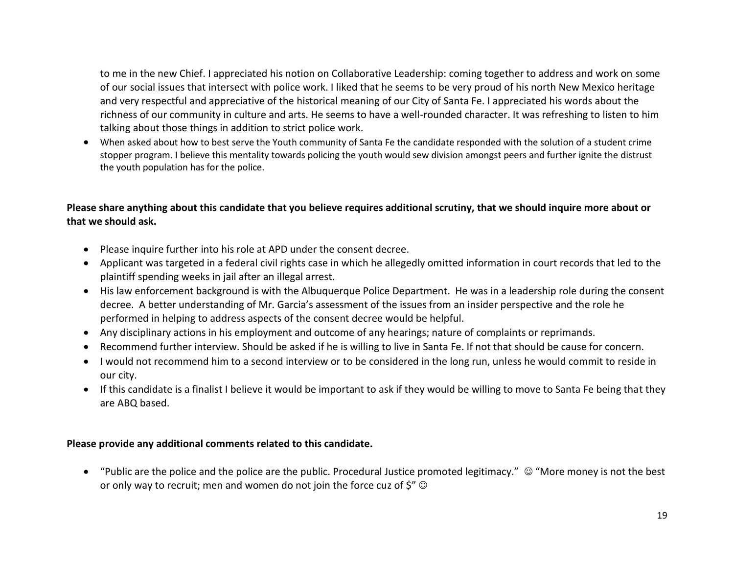to me in the new Chief. I appreciated his notion on Collaborative Leadership: coming together to address and work on some of our social issues that intersect with police work. I liked that he seems to be very proud of his north New Mexico heritage and very respectful and appreciative of the historical meaning of our City of Santa Fe. I appreciated his words about the richness of our community in culture and arts. He seems to have a well-rounded character. It was refreshing to listen to him talking about those things in addition to strict police work.

- When asked about how to best serve the Youth community of Santa Fe the candidate responded with the solution of a student crime stopper program. I believe this mentality towards policing the youth would sew division amongst peers and further ignite the distrust the youth population has for the police.

**Please share anything about this candidate that you believe requires additional scrutiny, that we should inquire more about or that we should ask.**

- Please inquire further into his role at APD under the consent decree.
- Applicant was targeted in a federal civil rights case in which he allegedly omitted information in court records that led to the plaintiff spending weeks in jail after an illegal arrest.
- His law enforcement background is with the Albuquerque Police Department. He was in a leadership role during the consent decree. A better understanding of Mr. Garcia's assessment of the issues from an insider perspective and the role he performed in helping to address aspects of the consent decree would be helpful.
- Any disciplinary actions in his employment and outcome of any hearings; nature of complaints or reprimands.
- Recommend further interview. Should be asked if he is willing to live in Santa Fe. If not that should be cause for concern.
- I would not recommend him to a second interview or to be considered in the long run, unless he would commit to reside in our city.
- If this candidate is a finalist I believe it would be important to ask if they would be willing to move to Santa Fe being that they are ABQ based.

**Please provide any additional comments related to this candidate.**

- "Public are the police and the police are the public. Procedural Justice promoted legitimacy." ☺ "More money is not the best or only way to recruit; men and women do not join the force cuz of $" ☺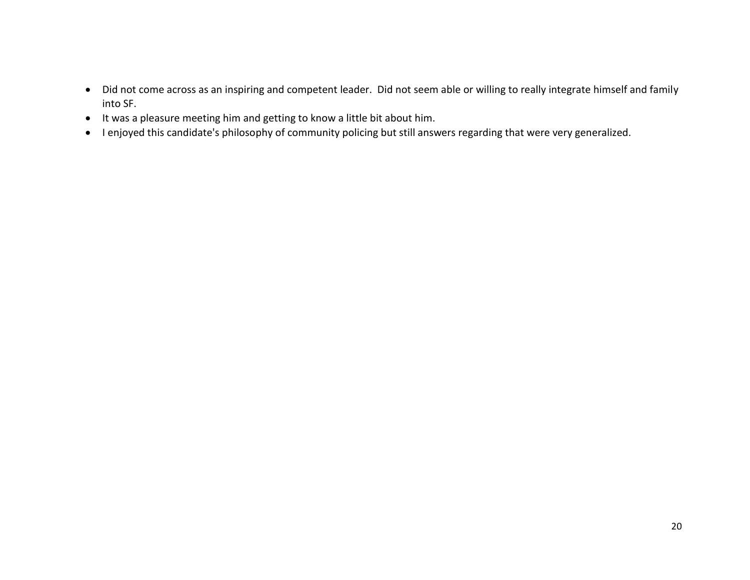- Did not come across as an inspiring and competent leader.  Did not seem able or willing to really integrate himself and family into SF.
- It was a pleasure meeting him and getting to know a little bit about him.
- I enjoyed this candidate's philosophy of community policing but still answers regarding that were very generalized.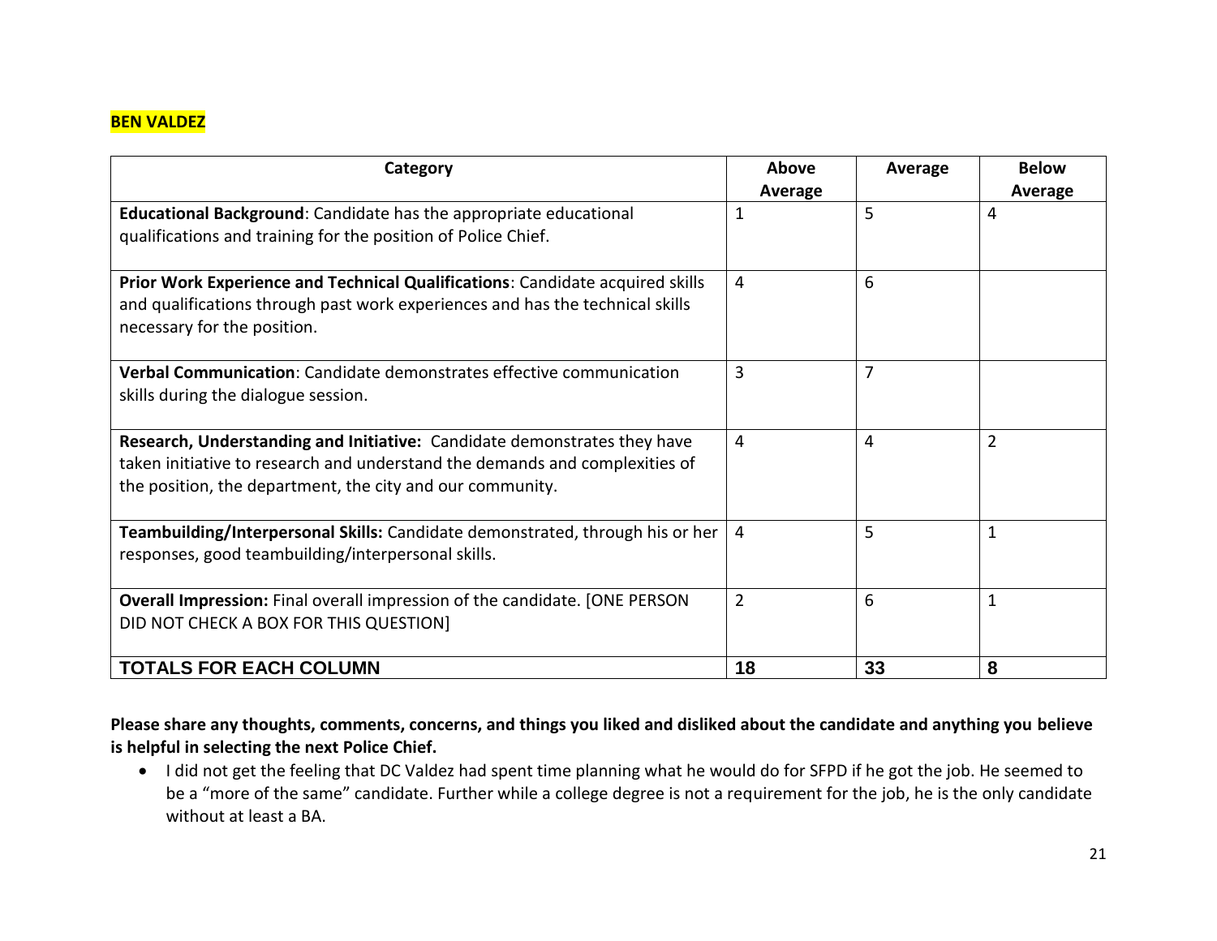**BEN VALDEZ**

| Category | Above Average | Average | Below Average |
|---|---|---|---|
| **Educational Background**: Candidate has the appropriate educational qualifications and training for the position of Police Chief. | 1 | 5 | 4 |
| **Prior Work Experience and Technical Qualifications**: Candidate acquired skills and qualifications through past work experiences and has the technical skills necessary for the position. | 4 | 6 | |
| **Verbal Communication**: Candidate demonstrates effective communication skills during the dialogue session. | 3 | 7 | |
| **Research, Understanding and Initiative:** Candidate demonstrates they have taken initiative to research and understand the demands and complexities of the position, the department, the city and our community. | 4 | 4 | 2 |
| **Teambuilding/Interpersonal Skills:** Candidate demonstrated, through his or her responses, good teambuilding/interpersonal skills. | 4 | 5 | 1 |
| **Overall Impression:** Final overall impression of the candidate. [ONE PERSON DID NOT CHECK A BOX FOR THIS QUESTION] | 2 | 6 | 1 |
| **TOTALS FOR EACH COLUMN** | **18** | **33** | **8** |

**Please share any thoughts, comments, concerns, and things you liked and disliked about the candidate and anything you believe is helpful in selecting the next Police Chief.**

- I did not get the feeling that DC Valdez had spent time planning what he would do for SFPD if he got the job. He seemed to be a "more of the same" candidate. Further while a college degree is not a requirement for the job, he is the only candidate without at least a BA.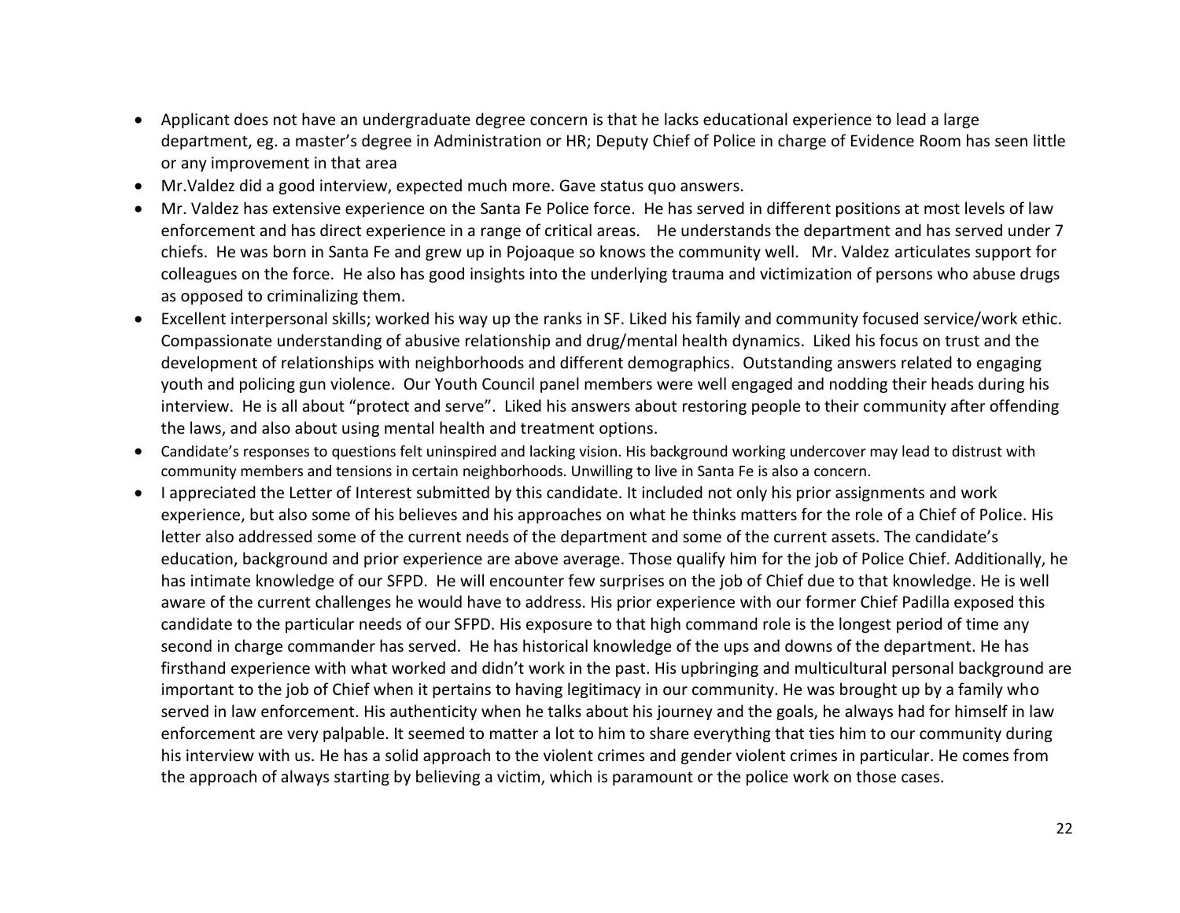- Applicant does not have an undergraduate degree concern is that he lacks educational experience to lead a large department, eg. a master's degree in Administration or HR; Deputy Chief of Police in charge of Evidence Room has seen little or any improvement in that area
- Mr.Valdez did a good interview, expected much more. Gave status quo answers.
- Mr. Valdez has extensive experience on the Santa Fe Police force. He has served in different positions at most levels of law enforcement and has direct experience in a range of critical areas. He understands the department and has served under 7 chiefs. He was born in Santa Fe and grew up in Pojoaque so knows the community well. Mr. Valdez articulates support for colleagues on the force. He also has good insights into the underlying trauma and victimization of persons who abuse drugs as opposed to criminalizing them.
- Excellent interpersonal skills; worked his way up the ranks in SF. Liked his family and community focused service/work ethic. Compassionate understanding of abusive relationship and drug/mental health dynamics. Liked his focus on trust and the development of relationships with neighborhoods and different demographics. Outstanding answers related to engaging youth and policing gun violence. Our Youth Council panel members were well engaged and nodding their heads during his interview. He is all about "protect and serve". Liked his answers about restoring people to their community after offending the laws, and also about using mental health and treatment options.
- Candidate's responses to questions felt uninspired and lacking vision. His background working undercover may lead to distrust with community members and tensions in certain neighborhoods. Unwilling to live in Santa Fe is also a concern.
- I appreciated the Letter of Interest submitted by this candidate. It included not only his prior assignments and work experience, but also some of his believes and his approaches on what he thinks matters for the role of a Chief of Police. His letter also addressed some of the current needs of the department and some of the current assets. The candidate's education, background and prior experience are above average. Those qualify him for the job of Police Chief. Additionally, he has intimate knowledge of our SFPD. He will encounter few surprises on the job of Chief due to that knowledge. He is well aware of the current challenges he would have to address. His prior experience with our former Chief Padilla exposed this candidate to the particular needs of our SFPD. His exposure to that high command role is the longest period of time any second in charge commander has served. He has historical knowledge of the ups and downs of the department. He has firsthand experience with what worked and didn't work in the past. His upbringing and multicultural personal background are important to the job of Chief when it pertains to having legitimacy in our community. He was brought up by a family who served in law enforcement. His authenticity when he talks about his journey and the goals, he always had for himself in law enforcement are very palpable. It seemed to matter a lot to him to share everything that ties him to our community during his interview with us. He has a solid approach to the violent crimes and gender violent crimes in particular. He comes from the approach of always starting by believing a victim, which is paramount or the police work on those cases.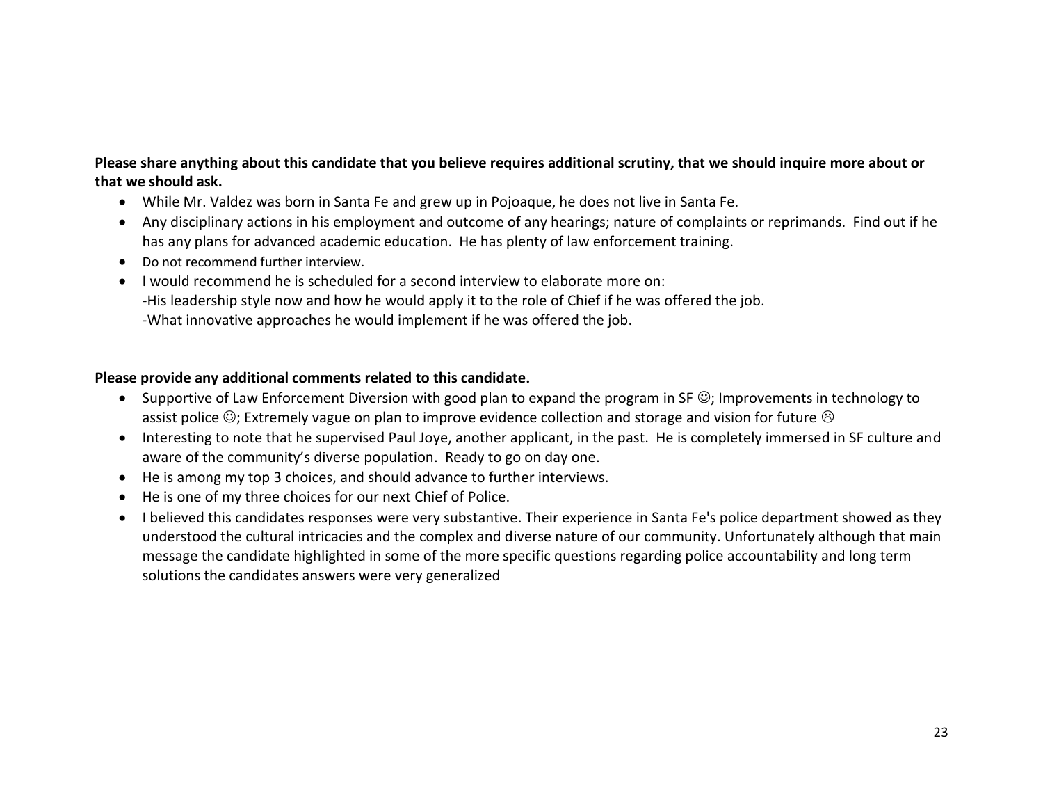**Please share anything about this candidate that you believe requires additional scrutiny, that we should inquire more about or that we should ask.**

- While Mr. Valdez was born in Santa Fe and grew up in Pojoaque, he does not live in Santa Fe.
- Any disciplinary actions in his employment and outcome of any hearings; nature of complaints or reprimands. Find out if he has any plans for advanced academic education. He has plenty of law enforcement training.
- Do not recommend further interview.
- I would recommend he is scheduled for a second interview to elaborate more on:
  -His leadership style now and how he would apply it to the role of Chief if he was offered the job.
  -What innovative approaches he would implement if he was offered the job.

**Please provide any additional comments related to this candidate.**

- Supportive of Law Enforcement Diversion with good plan to expand the program in SF ☺; Improvements in technology to assist police ☺; Extremely vague on plan to improve evidence collection and storage and vision for future ☹
- Interesting to note that he supervised Paul Joye, another applicant, in the past. He is completely immersed in SF culture and aware of the community's diverse population. Ready to go on day one.
- He is among my top 3 choices, and should advance to further interviews.
- He is one of my three choices for our next Chief of Police.
- I believed this candidates responses were very substantive. Their experience in Santa Fe's police department showed as they understood the cultural intricacies and the complex and diverse nature of our community. Unfortunately although that main message the candidate highlighted in some of the more specific questions regarding police accountability and long term solutions the candidates answers were very generalized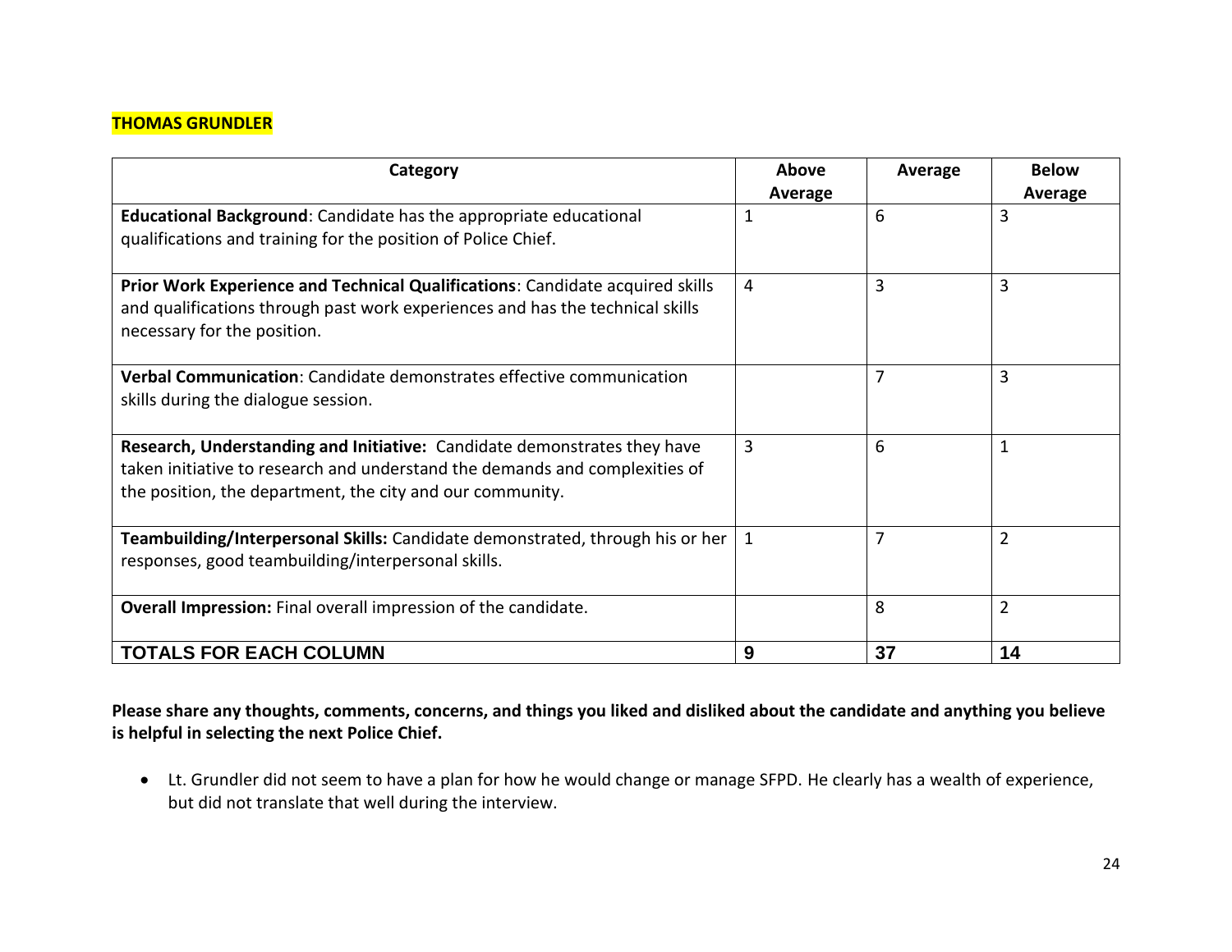**THOMAS GRUNDLER**

| Category | Above Average | Average | Below Average |
|---|---|---|---|
| **Educational Background**: Candidate has the appropriate educational qualifications and training for the position of Police Chief. | 1 | 6 | 3 |
| **Prior Work Experience and Technical Qualifications**: Candidate acquired skills and qualifications through past work experiences and has the technical skills necessary for the position. | 4 | 3 | 3 |
| **Verbal Communication**: Candidate demonstrates effective communication skills during the dialogue session. | | 7 | 3 |
| **Research, Understanding and Initiative:** Candidate demonstrates they have taken initiative to research and understand the demands and complexities of the position, the department, the city and our community. | 3 | 6 | 1 |
| **Teambuilding/Interpersonal Skills:** Candidate demonstrated, through his or her responses, good teambuilding/interpersonal skills. | 1 | 7 | 2 |
| **Overall Impression:** Final overall impression of the candidate. | | 8 | 2 |
| **TOTALS FOR EACH COLUMN** | **9** | **37** | **14** |

**Please share any thoughts, comments, concerns, and things you liked and disliked about the candidate and anything you believe is helpful in selecting the next Police Chief.**

- Lt. Grundler did not seem to have a plan for how he would change or manage SFPD. He clearly has a wealth of experience, but did not translate that well during the interview.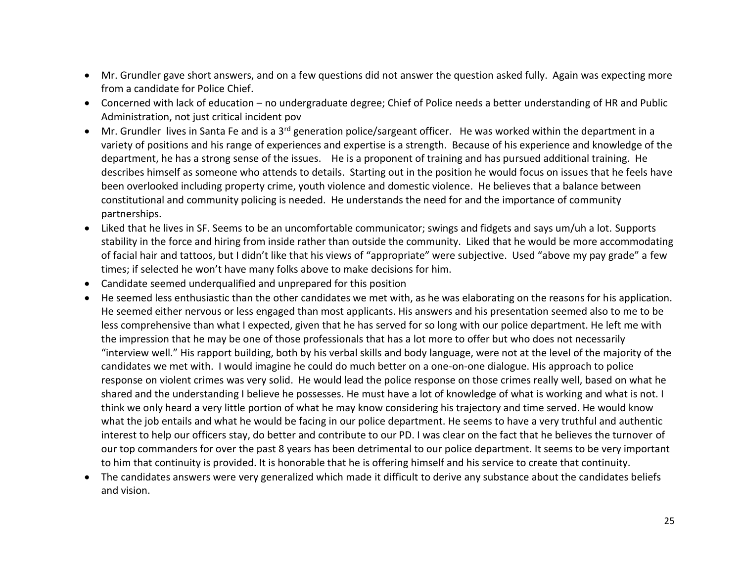- Mr. Grundler gave short answers, and on a few questions did not answer the question asked fully. Again was expecting more from a candidate for Police Chief.
- Concerned with lack of education – no undergraduate degree; Chief of Police needs a better understanding of HR and Public Administration, not just critical incident pov
- Mr. Grundler lives in Santa Fe and is a 3rd generation police/sargeant officer. He was worked within the department in a variety of positions and his range of experiences and expertise is a strength. Because of his experience and knowledge of the department, he has a strong sense of the issues. He is a proponent of training and has pursued additional training. He describes himself as someone who attends to details. Starting out in the position he would focus on issues that he feels have been overlooked including property crime, youth violence and domestic violence. He believes that a balance between constitutional and community policing is needed. He understands the need for and the importance of community partnerships.
- Liked that he lives in SF. Seems to be an uncomfortable communicator; swings and fidgets and says um/uh a lot. Supports stability in the force and hiring from inside rather than outside the community. Liked that he would be more accommodating of facial hair and tattoos, but I didn't like that his views of "appropriate" were subjective. Used "above my pay grade" a few times; if selected he won't have many folks above to make decisions for him.
- Candidate seemed underqualified and unprepared for this position
- He seemed less enthusiastic than the other candidates we met with, as he was elaborating on the reasons for his application. He seemed either nervous or less engaged than most applicants. His answers and his presentation seemed also to me to be less comprehensive than what I expected, given that he has served for so long with our police department. He left me with the impression that he may be one of those professionals that has a lot more to offer but who does not necessarily "interview well." His rapport building, both by his verbal skills and body language, were not at the level of the majority of the candidates we met with. I would imagine he could do much better on a one-on-one dialogue. His approach to police response on violent crimes was very solid. He would lead the police response on those crimes really well, based on what he shared and the understanding I believe he possesses. He must have a lot of knowledge of what is working and what is not. I think we only heard a very little portion of what he may know considering his trajectory and time served. He would know what the job entails and what he would be facing in our police department. He seems to have a very truthful and authentic interest to help our officers stay, do better and contribute to our PD. I was clear on the fact that he believes the turnover of our top commanders for over the past 8 years has been detrimental to our police department. It seems to be very important to him that continuity is provided. It is honorable that he is offering himself and his service to create that continuity.
- The candidates answers were very generalized which made it difficult to derive any substance about the candidates beliefs and vision.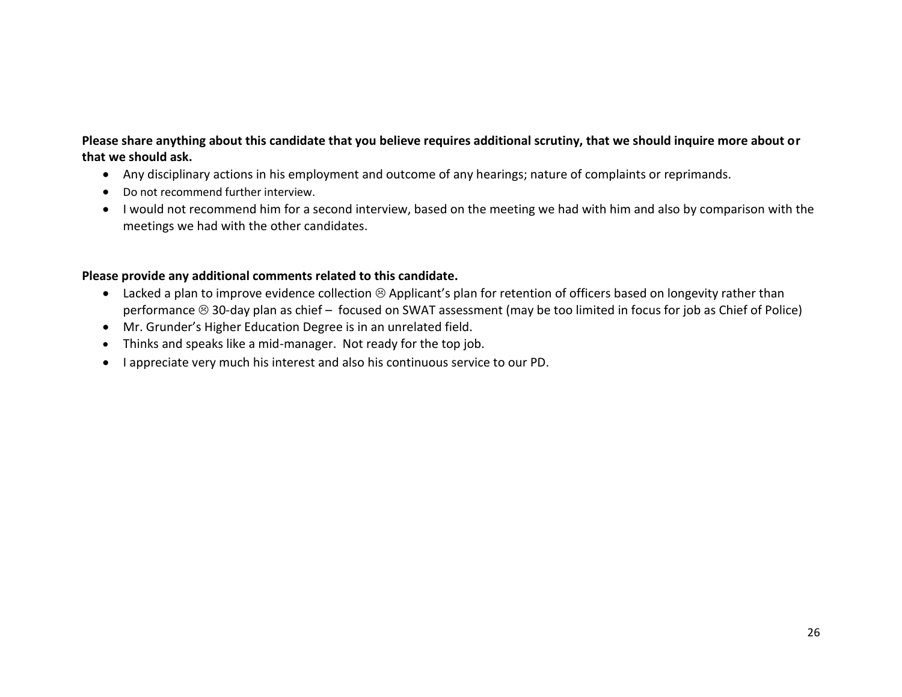**Please share anything about this candidate that you believe requires additional scrutiny, that we should inquire more about or that we should ask.**

- Any disciplinary actions in his employment and outcome of any hearings; nature of complaints or reprimands.
- Do not recommend further interview.
- I would not recommend him for a second interview, based on the meeting we had with him and also by comparison with the meetings we had with the other candidates.

**Please provide any additional comments related to this candidate.**

- Lacked a plan to improve evidence collection ☹ Applicant's plan for retention of officers based on longevity rather than performance ☹ 30-day plan as chief – focused on SWAT assessment (may be too limited in focus for job as Chief of Police)
- Mr. Grunder's Higher Education Degree is in an unrelated field.
- Thinks and speaks like a mid-manager. Not ready for the top job.
- I appreciate very much his interest and also his continuous service to our PD.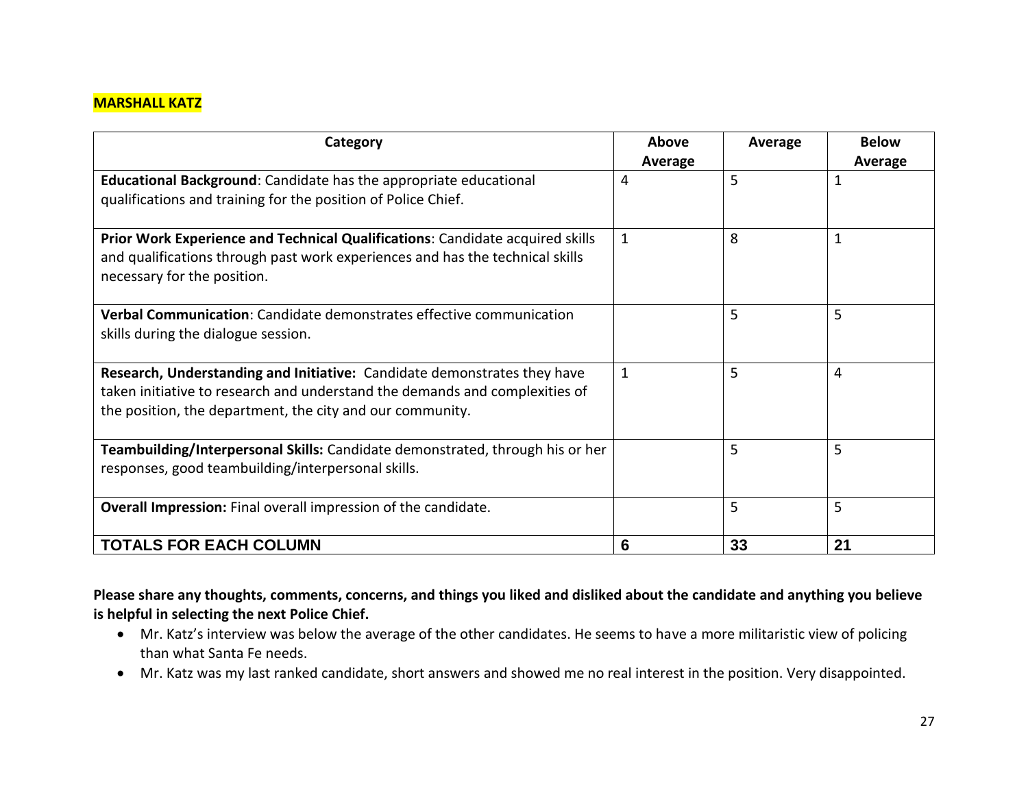**MARSHALL KATZ**

| Category | Above Average | Average | Below Average |
|---|---|---|---|
| **Educational Background**: Candidate has the appropriate educational qualifications and training for the position of Police Chief. | 4 | 5 | 1 |
| **Prior Work Experience and Technical Qualifications**: Candidate acquired skills and qualifications through past work experiences and has the technical skills necessary for the position. | 1 | 8 | 1 |
| **Verbal Communication**: Candidate demonstrates effective communication skills during the dialogue session. | | 5 | 5 |
| **Research, Understanding and Initiative:** Candidate demonstrates they have taken initiative to research and understand the demands and complexities of the position, the department, the city and our community. | 1 | 5 | 4 |
| **Teambuilding/Interpersonal Skills:** Candidate demonstrated, through his or her responses, good teambuilding/interpersonal skills. | | 5 | 5 |
| **Overall Impression:** Final overall impression of the candidate. | | 5 | 5 |
| **TOTALS FOR EACH COLUMN** | **6** | **33** | **21** |

**Please share any thoughts, comments, concerns, and things you liked and disliked about the candidate and anything you believe is helpful in selecting the next Police Chief.**

- Mr. Katz's interview was below the average of the other candidates. He seems to have a more militaristic view of policing than what Santa Fe needs.
- Mr. Katz was my last ranked candidate, short answers and showed me no real interest in the position. Very disappointed.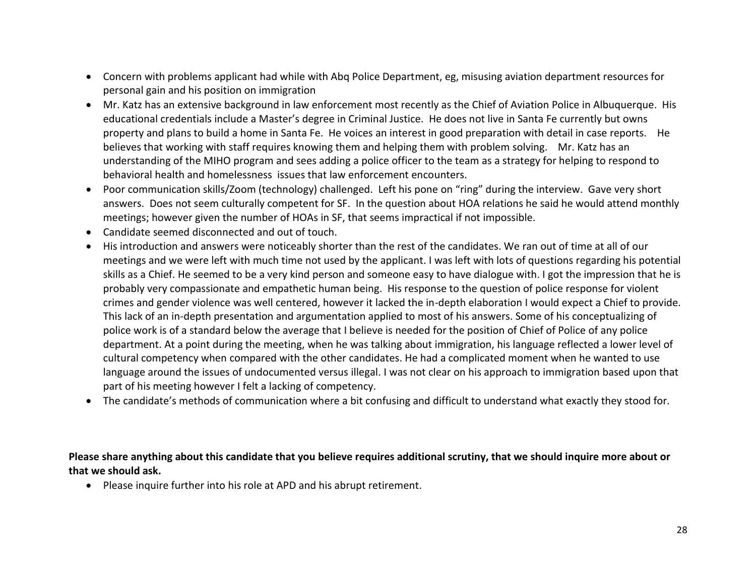- Concern with problems applicant had while with Abq Police Department, eg, misusing aviation department resources for personal gain and his position on immigration
- Mr. Katz has an extensive background in law enforcement most recently as the Chief of Aviation Police in Albuquerque. His educational credentials include a Master's degree in Criminal Justice. He does not live in Santa Fe currently but owns property and plans to build a home in Santa Fe. He voices an interest in good preparation with detail in case reports. He believes that working with staff requires knowing them and helping them with problem solving. Mr. Katz has an understanding of the MIHO program and sees adding a police officer to the team as a strategy for helping to respond to behavioral health and homelessness issues that law enforcement encounters.
- Poor communication skills/Zoom (technology) challenged. Left his pone on "ring" during the interview. Gave very short answers. Does not seem culturally competent for SF. In the question about HOA relations he said he would attend monthly meetings; however given the number of HOAs in SF, that seems impractical if not impossible.
- Candidate seemed disconnected and out of touch.
- His introduction and answers were noticeably shorter than the rest of the candidates. We ran out of time at all of our meetings and we were left with much time not used by the applicant. I was left with lots of questions regarding his potential skills as a Chief. He seemed to be a very kind person and someone easy to have dialogue with. I got the impression that he is probably very compassionate and empathetic human being. His response to the question of police response for violent crimes and gender violence was well centered, however it lacked the in-depth elaboration I would expect a Chief to provide. This lack of an in-depth presentation and argumentation applied to most of his answers. Some of his conceptualizing of police work is of a standard below the average that I believe is needed for the position of Chief of Police of any police department. At a point during the meeting, when he was talking about immigration, his language reflected a lower level of cultural competency when compared with the other candidates. He had a complicated moment when he wanted to use language around the issues of undocumented versus illegal. I was not clear on his approach to immigration based upon that part of his meeting however I felt a lacking of competency.
- The candidate's methods of communication where a bit confusing and difficult to understand what exactly they stood for.

**Please share anything about this candidate that you believe requires additional scrutiny, that we should inquire more about or that we should ask.**

- Please inquire further into his role at APD and his abrupt retirement.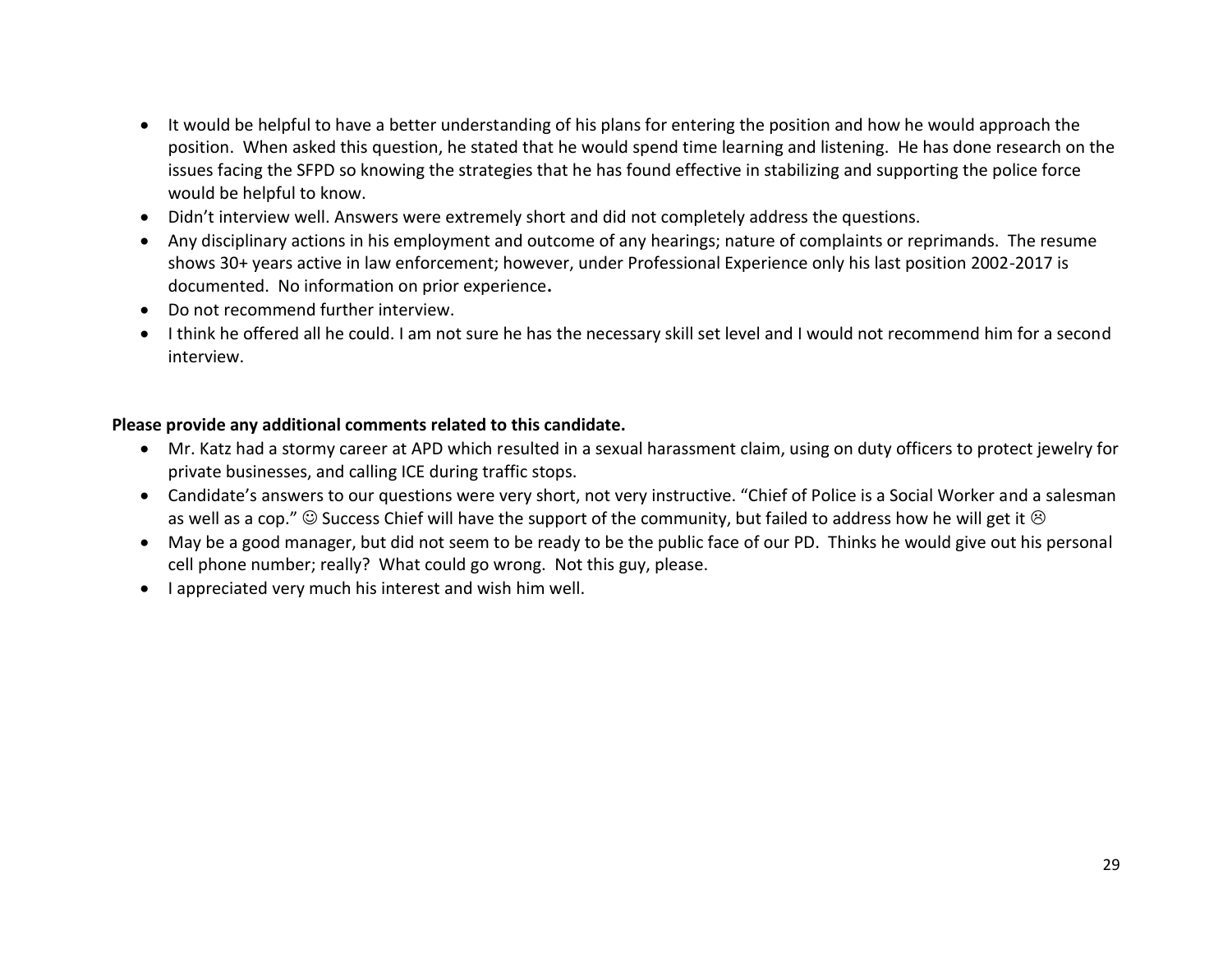- It would be helpful to have a better understanding of his plans for entering the position and how he would approach the position. When asked this question, he stated that he would spend time learning and listening. He has done research on the issues facing the SFPD so knowing the strategies that he has found effective in stabilizing and supporting the police force would be helpful to know.
- Didn't interview well. Answers were extremely short and did not completely address the questions.
- Any disciplinary actions in his employment and outcome of any hearings; nature of complaints or reprimands. The resume shows 30+ years active in law enforcement; however, under Professional Experience only his last position 2002-2017 is documented. No information on prior experience**.**
- Do not recommend further interview.
- I think he offered all he could. I am not sure he has the necessary skill set level and I would not recommend him for a second interview.

**Please provide any additional comments related to this candidate.**

- Mr. Katz had a stormy career at APD which resulted in a sexual harassment claim, using on duty officers to protect jewelry for private businesses, and calling ICE during traffic stops.
- Candidate's answers to our questions were very short, not very instructive. "Chief of Police is a Social Worker and a salesman as well as a cop." ☺ Success Chief will have the support of the community, but failed to address how he will get it ☹
- May be a good manager, but did not seem to be ready to be the public face of our PD. Thinks he would give out his personal cell phone number; really? What could go wrong. Not this guy, please.
- I appreciated very much his interest and wish him well.